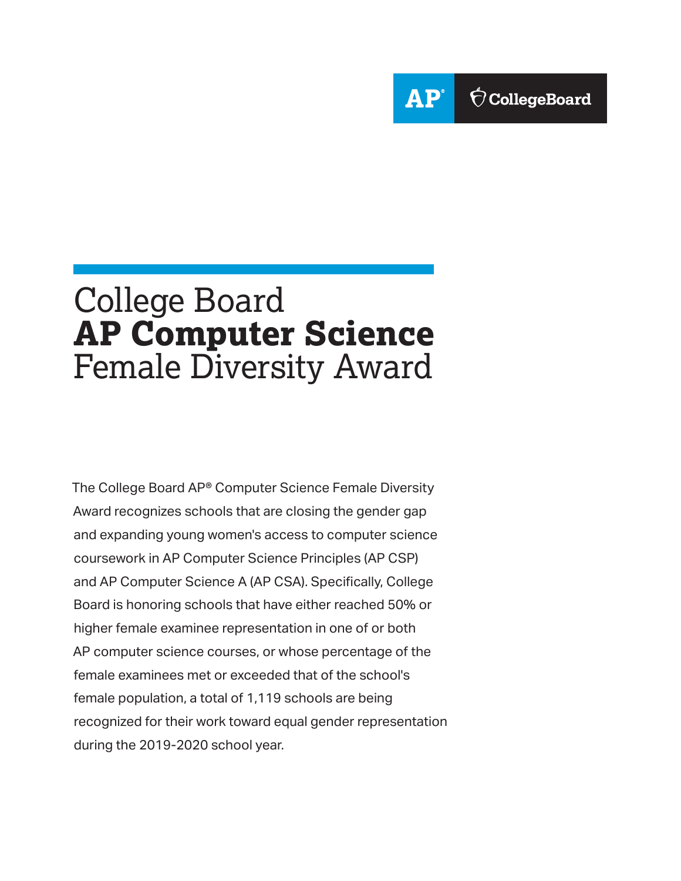AP® CollegeBoard

# College Board **AP Computer Science** Female Diversity Award

The College Board AP® Computer Science Female Diversity Award recognizes schools that are closing the gender gap and expanding young women's access to computer science coursework in AP Computer Science Principles (AP CSP) and AP Computer Science A (AP CSA). Specifically, College Board is honoring schools that have either reached 50% or higher female examinee representation in one of or both AP computer science courses, or whose percentage of the female examinees met or exceeded that of the school's female population, a total of 1,119 schools are being recognized for their work toward equal gender representation during the 2019-2020 school year.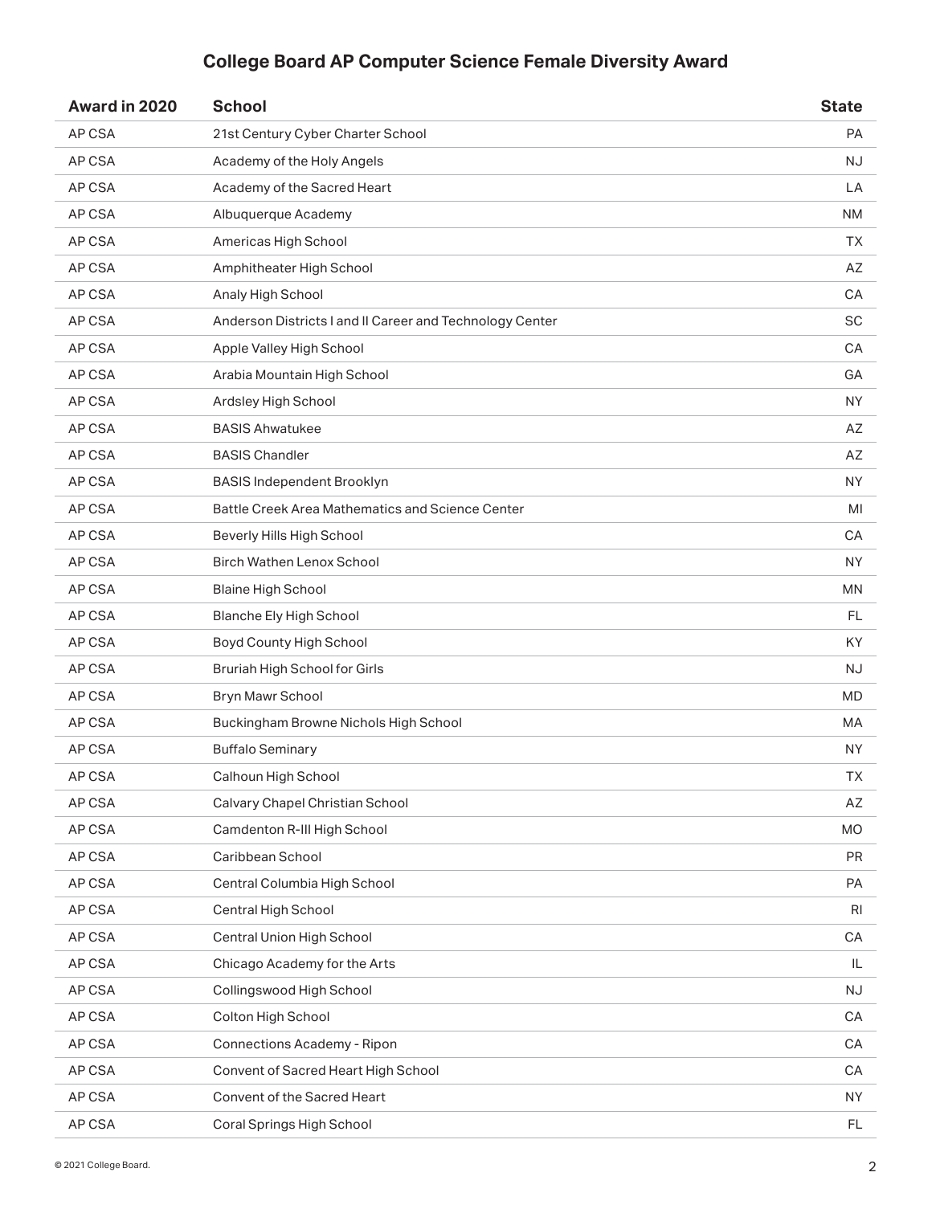## College Board AP Computer Science Female Diversity Award

| Award in 2020 | School | State |
|---|---|---|
| AP CSA | 21st Century Cyber Charter School | PA |
| AP CSA | Academy of the Holy Angels | NJ |
| AP CSA | Academy of the Sacred Heart | LA |
| AP CSA | Albuquerque Academy | NM |
| AP CSA | Americas High School | TX |
| AP CSA | Amphitheater High School | AZ |
| AP CSA | Analy High School | CA |
| AP CSA | Anderson Districts I and II Career and Technology Center | SC |
| AP CSA | Apple Valley High School | CA |
| AP CSA | Arabia Mountain High School | GA |
| AP CSA | Ardsley High School | NY |
| AP CSA | BASIS Ahwatukee | AZ |
| AP CSA | BASIS Chandler | AZ |
| AP CSA | BASIS Independent Brooklyn | NY |
| AP CSA | Battle Creek Area Mathematics and Science Center | MI |
| AP CSA | Beverly Hills High School | CA |
| AP CSA | Birch Wathen Lenox School | NY |
| AP CSA | Blaine High School | MN |
| AP CSA | Blanche Ely High School | FL |
| AP CSA | Boyd County High School | KY |
| AP CSA | Bruriah High School for Girls | NJ |
| AP CSA | Bryn Mawr School | MD |
| AP CSA | Buckingham Browne Nichols High School | MA |
| AP CSA | Buffalo Seminary | NY |
| AP CSA | Calhoun High School | TX |
| AP CSA | Calvary Chapel Christian School | AZ |
| AP CSA | Camdenton R-III High School | MO |
| AP CSA | Caribbean School | PR |
| AP CSA | Central Columbia High School | PA |
| AP CSA | Central High School | RI |
| AP CSA | Central Union High School | CA |
| AP CSA | Chicago Academy for the Arts | IL |
| AP CSA | Collingswood High School | NJ |
| AP CSA | Colton High School | CA |
| AP CSA | Connections Academy - Ripon | CA |
| AP CSA | Convent of Sacred Heart High School | CA |
| AP CSA | Convent of the Sacred Heart | NY |
| AP CSA | Coral Springs High School | FL |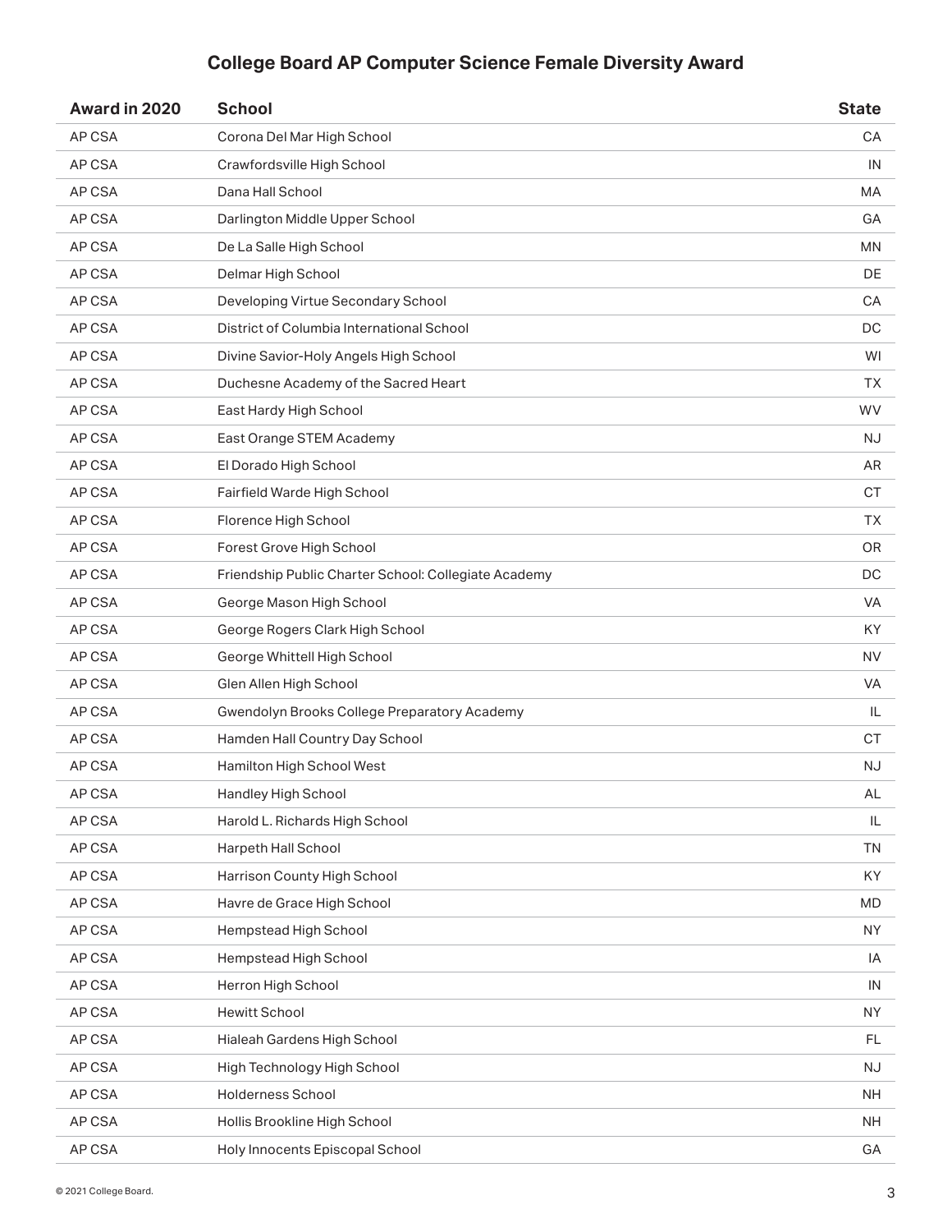## College Board AP Computer Science Female Diversity Award

| Award in 2020 | School | State |
|---|---|---|
| AP CSA | Corona Del Mar High School | CA |
| AP CSA | Crawfordsville High School | IN |
| AP CSA | Dana Hall School | MA |
| AP CSA | Darlington Middle Upper School | GA |
| AP CSA | De La Salle High School | MN |
| AP CSA | Delmar High School | DE |
| AP CSA | Developing Virtue Secondary School | CA |
| AP CSA | District of Columbia International School | DC |
| AP CSA | Divine Savior-Holy Angels High School | WI |
| AP CSA | Duchesne Academy of the Sacred Heart | TX |
| AP CSA | East Hardy High School | WV |
| AP CSA | East Orange STEM Academy | NJ |
| AP CSA | El Dorado High School | AR |
| AP CSA | Fairfield Warde High School | CT |
| AP CSA | Florence High School | TX |
| AP CSA | Forest Grove High School | OR |
| AP CSA | Friendship Public Charter School: Collegiate Academy | DC |
| AP CSA | George Mason High School | VA |
| AP CSA | George Rogers Clark High School | KY |
| AP CSA | George Whittell High School | NV |
| AP CSA | Glen Allen High School | VA |
| AP CSA | Gwendolyn Brooks College Preparatory Academy | IL |
| AP CSA | Hamden Hall Country Day School | CT |
| AP CSA | Hamilton High School West | NJ |
| AP CSA | Handley High School | AL |
| AP CSA | Harold L. Richards High School | IL |
| AP CSA | Harpeth Hall School | TN |
| AP CSA | Harrison County High School | KY |
| AP CSA | Havre de Grace High School | MD |
| AP CSA | Hempstead High School | NY |
| AP CSA | Hempstead High School | IA |
| AP CSA | Herron High School | IN |
| AP CSA | Hewitt School | NY |
| AP CSA | Hialeah Gardens High School | FL |
| AP CSA | High Technology High School | NJ |
| AP CSA | Holderness School | NH |
| AP CSA | Hollis Brookline High School | NH |
| AP CSA | Holy Innocents Episcopal School | GA |

© 2021 College Board.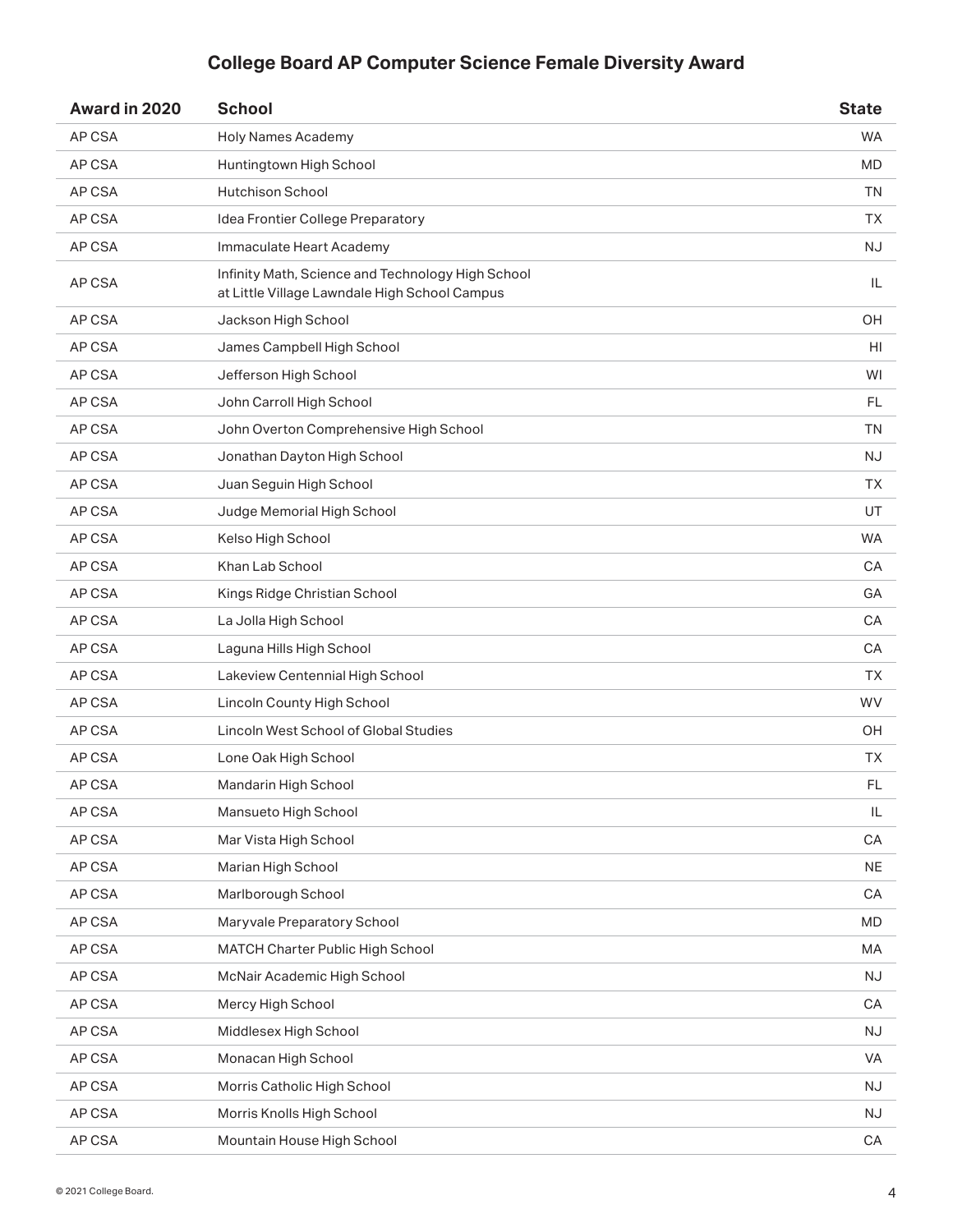## College Board AP Computer Science Female Diversity Award

| Award in 2020 | School | State |
| --- | --- | --- |
| AP CSA | Holy Names Academy | WA |
| AP CSA | Huntingtown High School | MD |
| AP CSA | Hutchison School | TN |
| AP CSA | Idea Frontier College Preparatory | TX |
| AP CSA | Immaculate Heart Academy | NJ |
| AP CSA | Infinity Math, Science and Technology High School at Little Village Lawndale High School Campus | IL |
| AP CSA | Jackson High School | OH |
| AP CSA | James Campbell High School | HI |
| AP CSA | Jefferson High School | WI |
| AP CSA | John Carroll High School | FL |
| AP CSA | John Overton Comprehensive High School | TN |
| AP CSA | Jonathan Dayton High School | NJ |
| AP CSA | Juan Seguin High School | TX |
| AP CSA | Judge Memorial High School | UT |
| AP CSA | Kelso High School | WA |
| AP CSA | Khan Lab School | CA |
| AP CSA | Kings Ridge Christian School | GA |
| AP CSA | La Jolla High School | CA |
| AP CSA | Laguna Hills High School | CA |
| AP CSA | Lakeview Centennial High School | TX |
| AP CSA | Lincoln County High School | WV |
| AP CSA | Lincoln West School of Global Studies | OH |
| AP CSA | Lone Oak High School | TX |
| AP CSA | Mandarin High School | FL |
| AP CSA | Mansueto High School | IL |
| AP CSA | Mar Vista High School | CA |
| AP CSA | Marian High School | NE |
| AP CSA | Marlborough School | CA |
| AP CSA | Maryvale Preparatory School | MD |
| AP CSA | MATCH Charter Public High School | MA |
| AP CSA | McNair Academic High School | NJ |
| AP CSA | Mercy High School | CA |
| AP CSA | Middlesex High School | NJ |
| AP CSA | Monacan High School | VA |
| AP CSA | Morris Catholic High School | NJ |
| AP CSA | Morris Knolls High School | NJ |
| AP CSA | Mountain House High School | CA |

© 2021 College Board.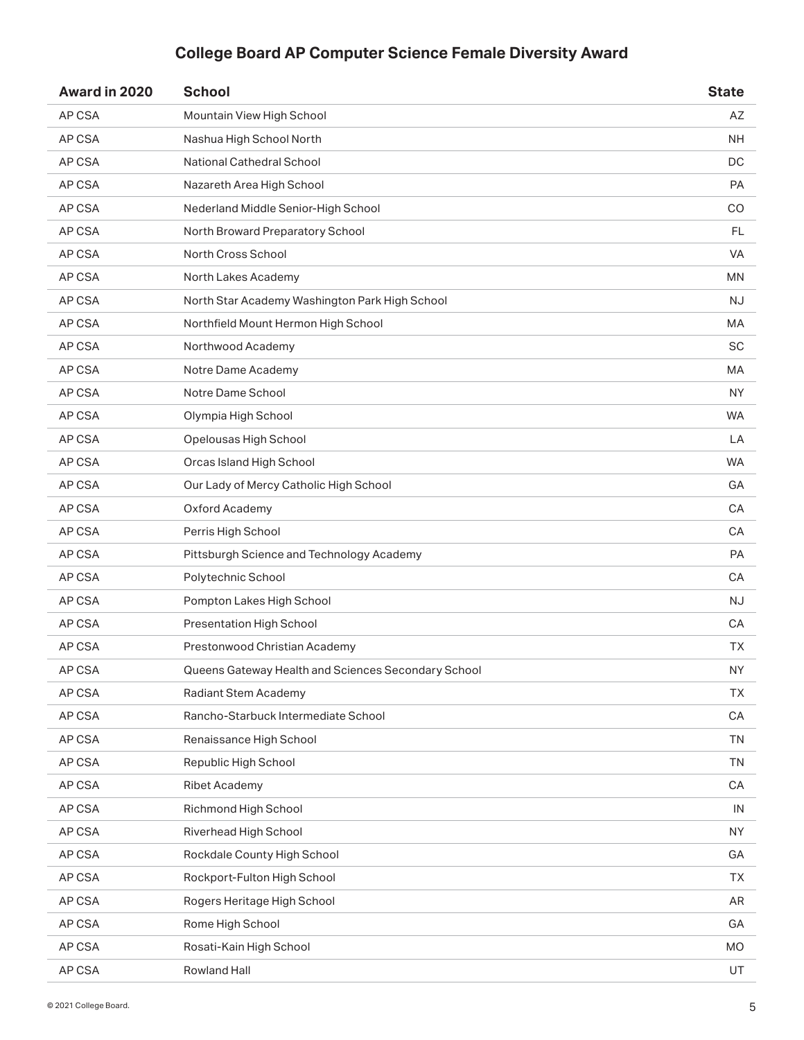## College Board AP Computer Science Female Diversity Award

| Award in 2020 | School | State |
|---|---|---|
| AP CSA | Mountain View High School | AZ |
| AP CSA | Nashua High School North | NH |
| AP CSA | National Cathedral School | DC |
| AP CSA | Nazareth Area High School | PA |
| AP CSA | Nederland Middle Senior-High School | CO |
| AP CSA | North Broward Preparatory School | FL |
| AP CSA | North Cross School | VA |
| AP CSA | North Lakes Academy | MN |
| AP CSA | North Star Academy Washington Park High School | NJ |
| AP CSA | Northfield Mount Hermon High School | MA |
| AP CSA | Northwood Academy | SC |
| AP CSA | Notre Dame Academy | MA |
| AP CSA | Notre Dame School | NY |
| AP CSA | Olympia High School | WA |
| AP CSA | Opelousas High School | LA |
| AP CSA | Orcas Island High School | WA |
| AP CSA | Our Lady of Mercy Catholic High School | GA |
| AP CSA | Oxford Academy | CA |
| AP CSA | Perris High School | CA |
| AP CSA | Pittsburgh Science and Technology Academy | PA |
| AP CSA | Polytechnic School | CA |
| AP CSA | Pompton Lakes High School | NJ |
| AP CSA | Presentation High School | CA |
| AP CSA | Prestonwood Christian Academy | TX |
| AP CSA | Queens Gateway Health and Sciences Secondary School | NY |
| AP CSA | Radiant Stem Academy | TX |
| AP CSA | Rancho-Starbuck Intermediate School | CA |
| AP CSA | Renaissance High School | TN |
| AP CSA | Republic High School | TN |
| AP CSA | Ribet Academy | CA |
| AP CSA | Richmond High School | IN |
| AP CSA | Riverhead High School | NY |
| AP CSA | Rockdale County High School | GA |
| AP CSA | Rockport-Fulton High School | TX |
| AP CSA | Rogers Heritage High School | AR |
| AP CSA | Rome High School | GA |
| AP CSA | Rosati-Kain High School | MO |
| AP CSA | Rowland Hall | UT |

© 2021 College Board.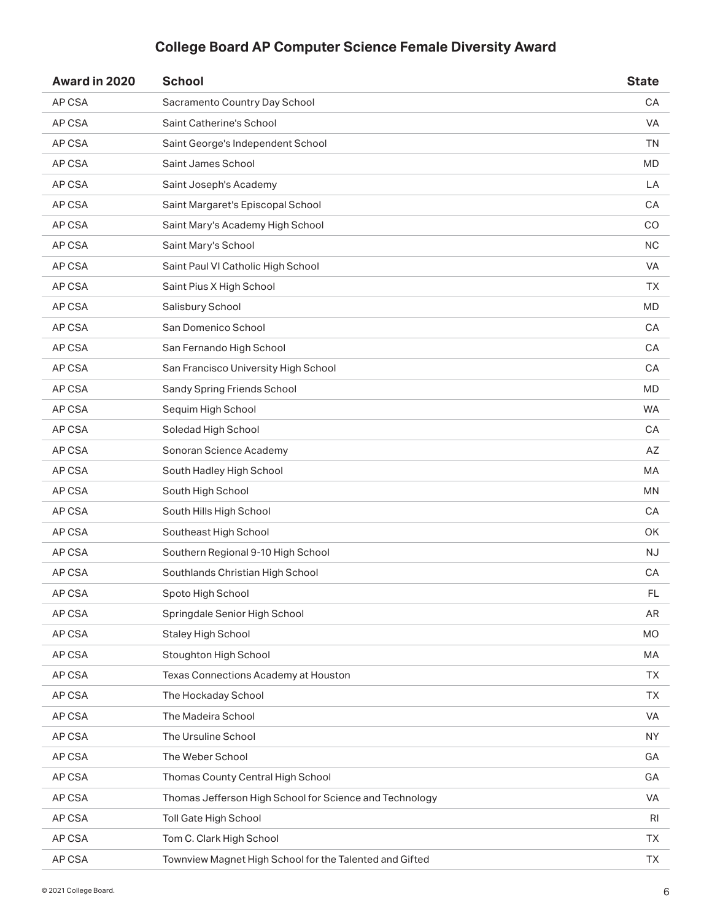## College Board AP Computer Science Female Diversity Award

| Award in 2020 | School | State |
|---|---|---|
| AP CSA | Sacramento Country Day School | CA |
| AP CSA | Saint Catherine's School | VA |
| AP CSA | Saint George's Independent School | TN |
| AP CSA | Saint James School | MD |
| AP CSA | Saint Joseph's Academy | LA |
| AP CSA | Saint Margaret's Episcopal School | CA |
| AP CSA | Saint Mary's Academy High School | CO |
| AP CSA | Saint Mary's School | NC |
| AP CSA | Saint Paul VI Catholic High School | VA |
| AP CSA | Saint Pius X High School | TX |
| AP CSA | Salisbury School | MD |
| AP CSA | San Domenico School | CA |
| AP CSA | San Fernando High School | CA |
| AP CSA | San Francisco University High School | CA |
| AP CSA | Sandy Spring Friends School | MD |
| AP CSA | Sequim High School | WA |
| AP CSA | Soledad High School | CA |
| AP CSA | Sonoran Science Academy | AZ |
| AP CSA | South Hadley High School | MA |
| AP CSA | South High School | MN |
| AP CSA | South Hills High School | CA |
| AP CSA | Southeast High School | OK |
| AP CSA | Southern Regional 9-10 High School | NJ |
| AP CSA | Southlands Christian High School | CA |
| AP CSA | Spoto High School | FL |
| AP CSA | Springdale Senior High School | AR |
| AP CSA | Staley High School | MO |
| AP CSA | Stoughton High School | MA |
| AP CSA | Texas Connections Academy at Houston | TX |
| AP CSA | The Hockaday School | TX |
| AP CSA | The Madeira School | VA |
| AP CSA | The Ursuline School | NY |
| AP CSA | The Weber School | GA |
| AP CSA | Thomas County Central High School | GA |
| AP CSA | Thomas Jefferson High School for Science and Technology | VA |
| AP CSA | Toll Gate High School | RI |
| AP CSA | Tom C. Clark High School | TX |
| AP CSA | Townview Magnet High School for the Talented and Gifted | TX |

© 2021 College Board.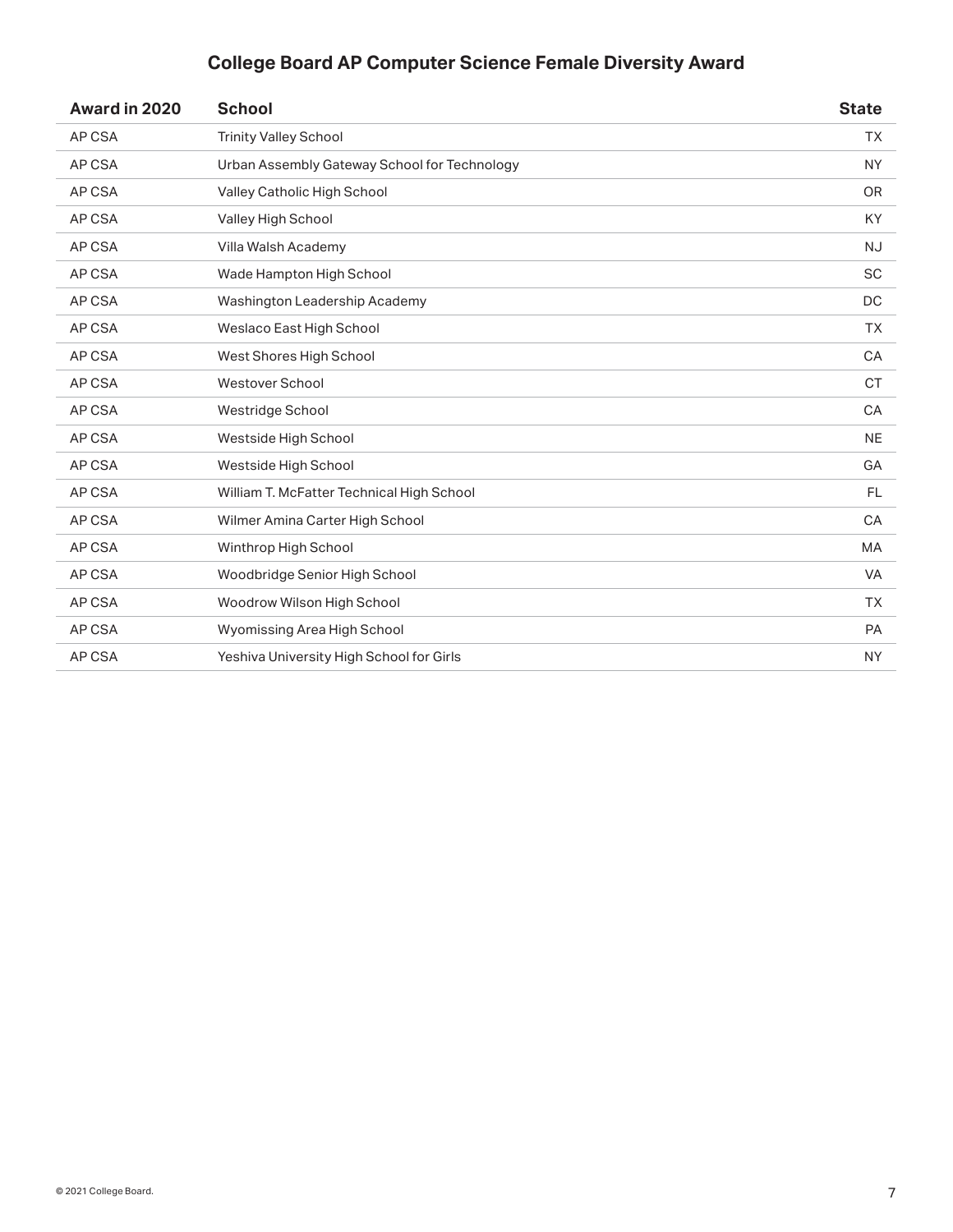## College Board AP Computer Science Female Diversity Award

| Award in 2020 | School | State |
| --- | --- | --- |
| AP CSA | Trinity Valley School | TX |
| AP CSA | Urban Assembly Gateway School for Technology | NY |
| AP CSA | Valley Catholic High School | OR |
| AP CSA | Valley High School | KY |
| AP CSA | Villa Walsh Academy | NJ |
| AP CSA | Wade Hampton High School | SC |
| AP CSA | Washington Leadership Academy | DC |
| AP CSA | Weslaco East High School | TX |
| AP CSA | West Shores High School | CA |
| AP CSA | Westover School | CT |
| AP CSA | Westridge School | CA |
| AP CSA | Westside High School | NE |
| AP CSA | Westside High School | GA |
| AP CSA | William T. McFatter Technical High School | FL |
| AP CSA | Wilmer Amina Carter High School | CA |
| AP CSA | Winthrop High School | MA |
| AP CSA | Woodbridge Senior High School | VA |
| AP CSA | Woodrow Wilson High School | TX |
| AP CSA | Wyomissing Area High School | PA |
| AP CSA | Yeshiva University High School for Girls | NY |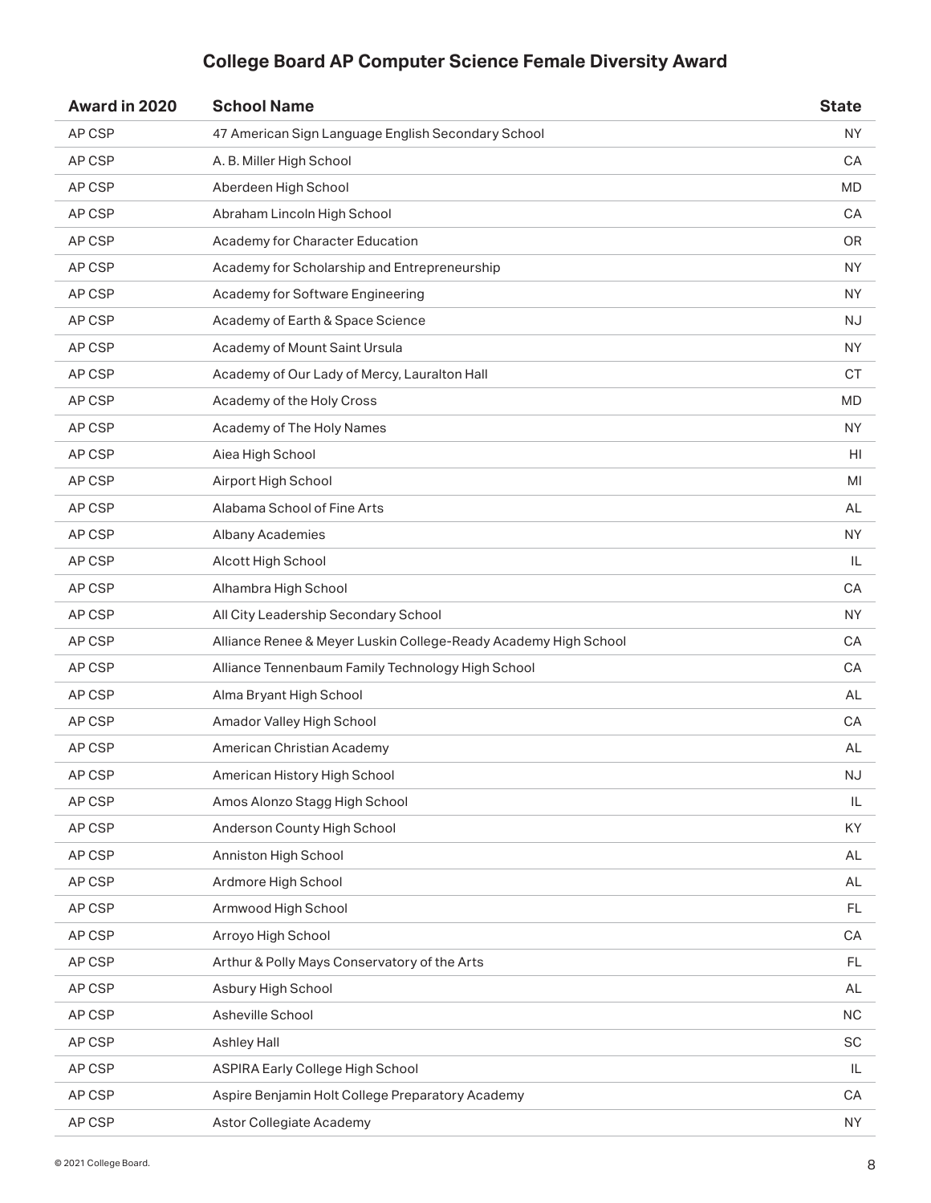## College Board AP Computer Science Female Diversity Award

| Award in 2020 | School Name | State |
|---|---|---|
| AP CSP | 47 American Sign Language English Secondary School | NY |
| AP CSP | A. B. Miller High School | CA |
| AP CSP | Aberdeen High School | MD |
| AP CSP | Abraham Lincoln High School | CA |
| AP CSP | Academy for Character Education | OR |
| AP CSP | Academy for Scholarship and Entrepreneurship | NY |
| AP CSP | Academy for Software Engineering | NY |
| AP CSP | Academy of Earth & Space Science | NJ |
| AP CSP | Academy of Mount Saint Ursula | NY |
| AP CSP | Academy of Our Lady of Mercy, Lauralton Hall | CT |
| AP CSP | Academy of the Holy Cross | MD |
| AP CSP | Academy of The Holy Names | NY |
| AP CSP | Aiea High School | HI |
| AP CSP | Airport High School | MI |
| AP CSP | Alabama School of Fine Arts | AL |
| AP CSP | Albany Academies | NY |
| AP CSP | Alcott High School | IL |
| AP CSP | Alhambra High School | CA |
| AP CSP | All City Leadership Secondary School | NY |
| AP CSP | Alliance Renee & Meyer Luskin College-Ready Academy High School | CA |
| AP CSP | Alliance Tennenbaum Family Technology High School | CA |
| AP CSP | Alma Bryant High School | AL |
| AP CSP | Amador Valley High School | CA |
| AP CSP | American Christian Academy | AL |
| AP CSP | American History High School | NJ |
| AP CSP | Amos Alonzo Stagg High School | IL |
| AP CSP | Anderson County High School | KY |
| AP CSP | Anniston High School | AL |
| AP CSP | Ardmore High School | AL |
| AP CSP | Armwood High School | FL |
| AP CSP | Arroyo High School | CA |
| AP CSP | Arthur & Polly Mays Conservatory of the Arts | FL |
| AP CSP | Asbury High School | AL |
| AP CSP | Asheville School | NC |
| AP CSP | Ashley Hall | SC |
| AP CSP | ASPIRA Early College High School | IL |
| AP CSP | Aspire Benjamin Holt College Preparatory Academy | CA |
| AP CSP | Astor Collegiate Academy | NY |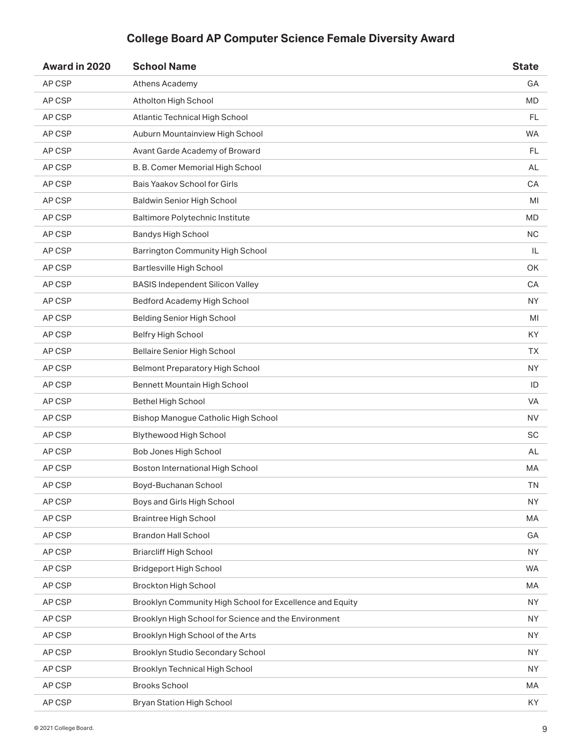## College Board AP Computer Science Female Diversity Award

| Award in 2020 | School Name | State |
|---|---|---|
| AP CSP | Athens Academy | GA |
| AP CSP | Atholton High School | MD |
| AP CSP | Atlantic Technical High School | FL |
| AP CSP | Auburn Mountainview High School | WA |
| AP CSP | Avant Garde Academy of Broward | FL |
| AP CSP | B. B. Comer Memorial High School | AL |
| AP CSP | Bais Yaakov School for Girls | CA |
| AP CSP | Baldwin Senior High School | MI |
| AP CSP | Baltimore Polytechnic Institute | MD |
| AP CSP | Bandys High School | NC |
| AP CSP | Barrington Community High School | IL |
| AP CSP | Bartlesville High School | OK |
| AP CSP | BASIS Independent Silicon Valley | CA |
| AP CSP | Bedford Academy High School | NY |
| AP CSP | Belding Senior High School | MI |
| AP CSP | Belfry High School | KY |
| AP CSP | Bellaire Senior High School | TX |
| AP CSP | Belmont Preparatory High School | NY |
| AP CSP | Bennett Mountain High School | ID |
| AP CSP | Bethel High School | VA |
| AP CSP | Bishop Manogue Catholic High School | NV |
| AP CSP | Blythewood High School | SC |
| AP CSP | Bob Jones High School | AL |
| AP CSP | Boston International High School | MA |
| AP CSP | Boyd-Buchanan School | TN |
| AP CSP | Boys and Girls High School | NY |
| AP CSP | Braintree High School | MA |
| AP CSP | Brandon Hall School | GA |
| AP CSP | Briarcliff High School | NY |
| AP CSP | Bridgeport High School | WA |
| AP CSP | Brockton High School | MA |
| AP CSP | Brooklyn Community High School for Excellence and Equity | NY |
| AP CSP | Brooklyn High School for Science and the Environment | NY |
| AP CSP | Brooklyn High School of the Arts | NY |
| AP CSP | Brooklyn Studio Secondary School | NY |
| AP CSP | Brooklyn Technical High School | NY |
| AP CSP | Brooks School | MA |
| AP CSP | Bryan Station High School | KY |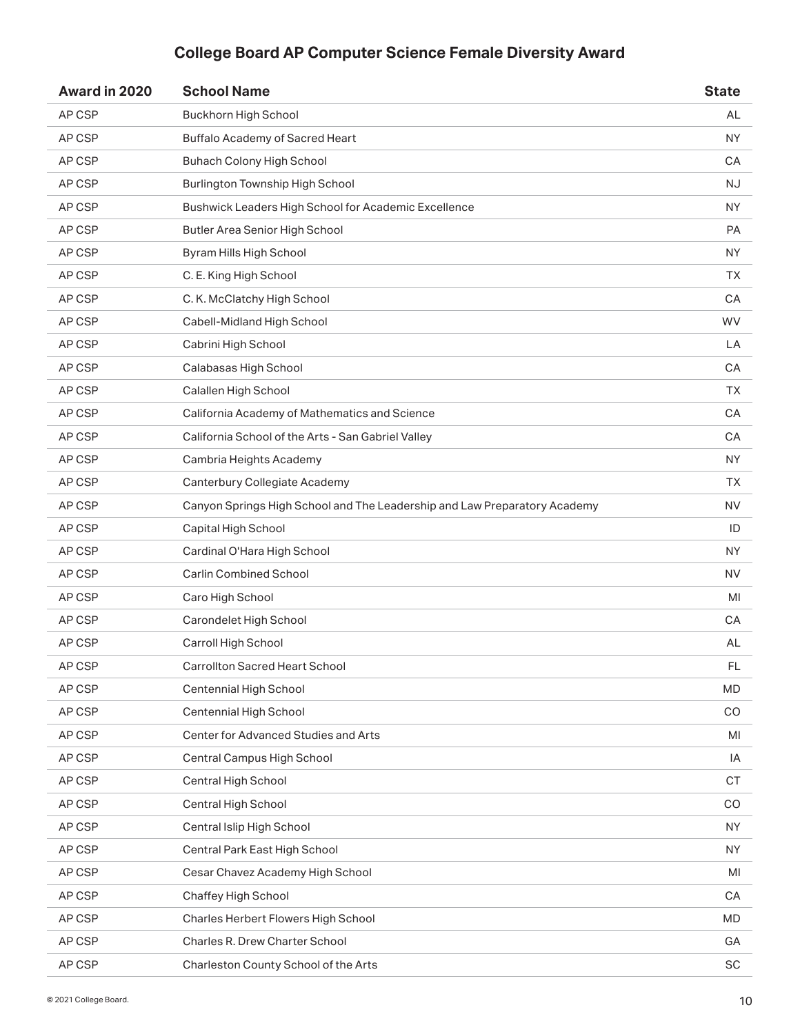## College Board AP Computer Science Female Diversity Award

| Award in 2020 | School Name | State |
|---|---|---|
| AP CSP | Buckhorn High School | AL |
| AP CSP | Buffalo Academy of Sacred Heart | NY |
| AP CSP | Buhach Colony High School | CA |
| AP CSP | Burlington Township High School | NJ |
| AP CSP | Bushwick Leaders High School for Academic Excellence | NY |
| AP CSP | Butler Area Senior High School | PA |
| AP CSP | Byram Hills High School | NY |
| AP CSP | C. E. King High School | TX |
| AP CSP | C. K. McClatchy High School | CA |
| AP CSP | Cabell-Midland High School | WV |
| AP CSP | Cabrini High School | LA |
| AP CSP | Calabasas High School | CA |
| AP CSP | Calallen High School | TX |
| AP CSP | California Academy of Mathematics and Science | CA |
| AP CSP | California School of the Arts - San Gabriel Valley | CA |
| AP CSP | Cambria Heights Academy | NY |
| AP CSP | Canterbury Collegiate Academy | TX |
| AP CSP | Canyon Springs High School and The Leadership and Law Preparatory Academy | NV |
| AP CSP | Capital High School | ID |
| AP CSP | Cardinal O'Hara High School | NY |
| AP CSP | Carlin Combined School | NV |
| AP CSP | Caro High School | MI |
| AP CSP | Carondelet High School | CA |
| AP CSP | Carroll High School | AL |
| AP CSP | Carrollton Sacred Heart School | FL |
| AP CSP | Centennial High School | MD |
| AP CSP | Centennial High School | CO |
| AP CSP | Center for Advanced Studies and Arts | MI |
| AP CSP | Central Campus High School | IA |
| AP CSP | Central High School | CT |
| AP CSP | Central High School | CO |
| AP CSP | Central Islip High School | NY |
| AP CSP | Central Park East High School | NY |
| AP CSP | Cesar Chavez Academy High School | MI |
| AP CSP | Chaffey High School | CA |
| AP CSP | Charles Herbert Flowers High School | MD |
| AP CSP | Charles R. Drew Charter School | GA |
| AP CSP | Charleston County School of the Arts | SC |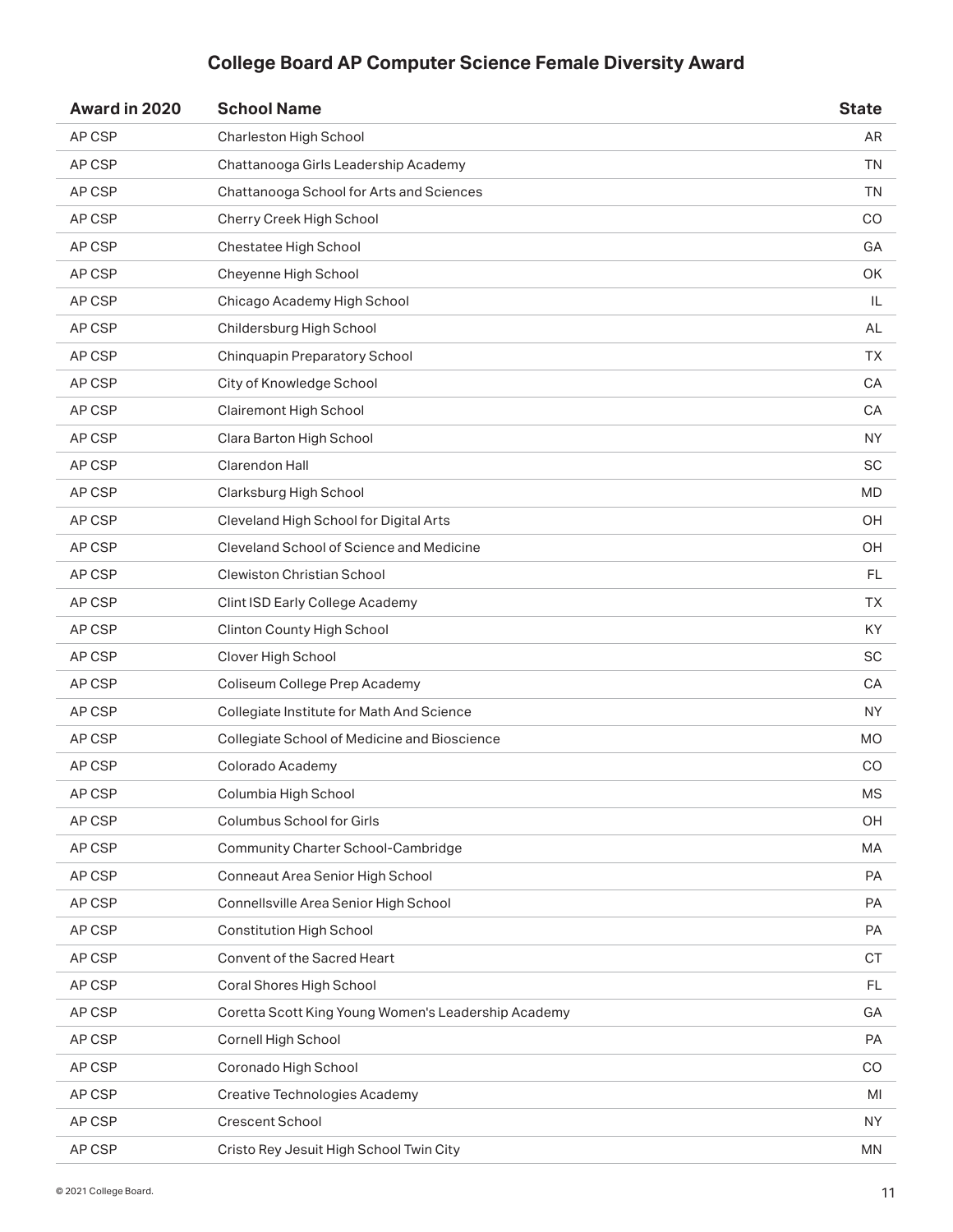## College Board AP Computer Science Female Diversity Award

| Award in 2020 | School Name | State |
|---|---|---|
| AP CSP | Charleston High School | AR |
| AP CSP | Chattanooga Girls Leadership Academy | TN |
| AP CSP | Chattanooga School for Arts and Sciences | TN |
| AP CSP | Cherry Creek High School | CO |
| AP CSP | Chestatee High School | GA |
| AP CSP | Cheyenne High School | OK |
| AP CSP | Chicago Academy High School | IL |
| AP CSP | Childersburg High School | AL |
| AP CSP | Chinquapin Preparatory School | TX |
| AP CSP | City of Knowledge School | CA |
| AP CSP | Clairemont High School | CA |
| AP CSP | Clara Barton High School | NY |
| AP CSP | Clarendon Hall | SC |
| AP CSP | Clarksburg High School | MD |
| AP CSP | Cleveland High School for Digital Arts | OH |
| AP CSP | Cleveland School of Science and Medicine | OH |
| AP CSP | Clewiston Christian School | FL |
| AP CSP | Clint ISD Early College Academy | TX |
| AP CSP | Clinton County High School | KY |
| AP CSP | Clover High School | SC |
| AP CSP | Coliseum College Prep Academy | CA |
| AP CSP | Collegiate Institute for Math And Science | NY |
| AP CSP | Collegiate School of Medicine and Bioscience | MO |
| AP CSP | Colorado Academy | CO |
| AP CSP | Columbia High School | MS |
| AP CSP | Columbus School for Girls | OH |
| AP CSP | Community Charter School-Cambridge | MA |
| AP CSP | Conneaut Area Senior High School | PA |
| AP CSP | Connellsville Area Senior High School | PA |
| AP CSP | Constitution High School | PA |
| AP CSP | Convent of the Sacred Heart | CT |
| AP CSP | Coral Shores High School | FL |
| AP CSP | Coretta Scott King Young Women's Leadership Academy | GA |
| AP CSP | Cornell High School | PA |
| AP CSP | Coronado High School | CO |
| AP CSP | Creative Technologies Academy | MI |
| AP CSP | Crescent School | NY |
| AP CSP | Cristo Rey Jesuit High School Twin City | MN |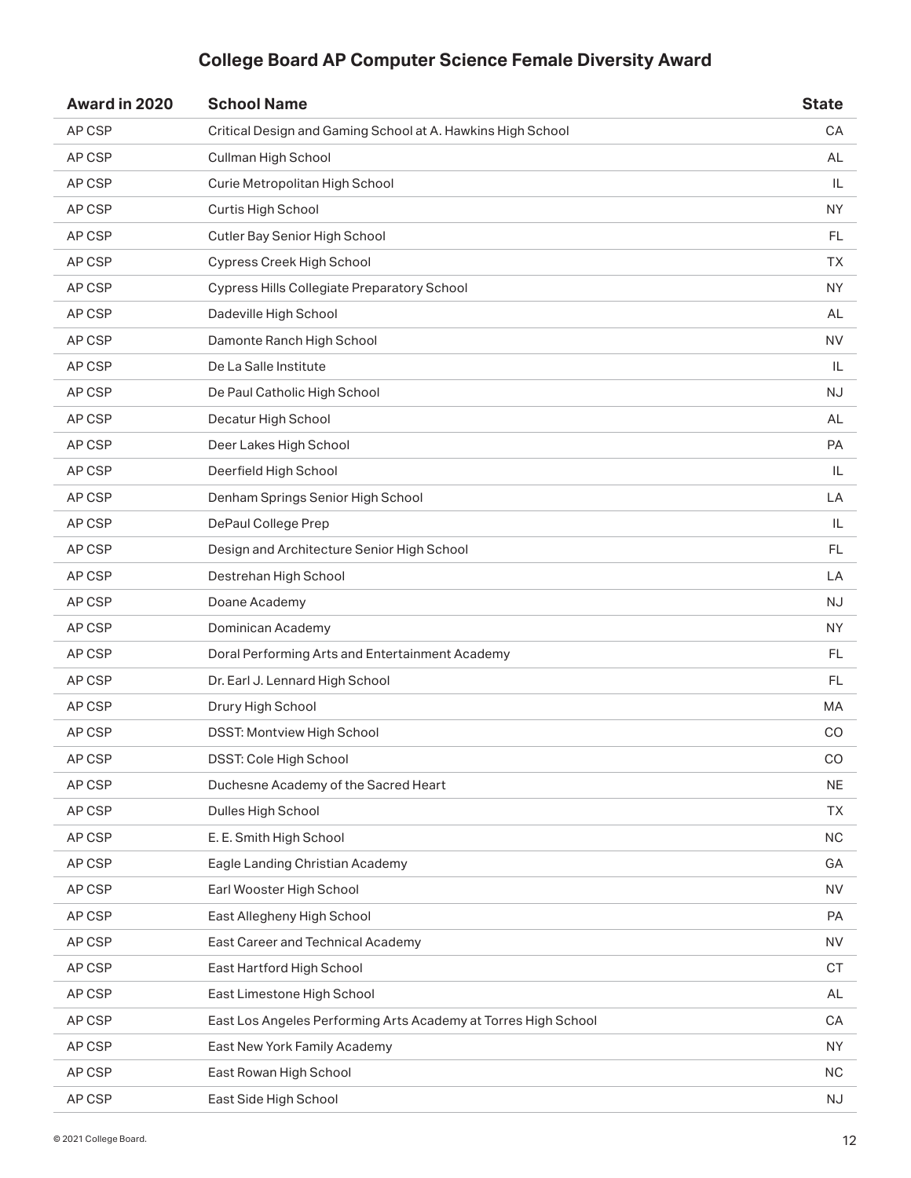## College Board AP Computer Science Female Diversity Award

| Award in 2020 | School Name | State |
|---|---|---|
| AP CSP | Critical Design and Gaming School at A. Hawkins High School | CA |
| AP CSP | Cullman High School | AL |
| AP CSP | Curie Metropolitan High School | IL |
| AP CSP | Curtis High School | NY |
| AP CSP | Cutler Bay Senior High School | FL |
| AP CSP | Cypress Creek High School | TX |
| AP CSP | Cypress Hills Collegiate Preparatory School | NY |
| AP CSP | Dadeville High School | AL |
| AP CSP | Damonte Ranch High School | NV |
| AP CSP | De La Salle Institute | IL |
| AP CSP | De Paul Catholic High School | NJ |
| AP CSP | Decatur High School | AL |
| AP CSP | Deer Lakes High School | PA |
| AP CSP | Deerfield High School | IL |
| AP CSP | Denham Springs Senior High School | LA |
| AP CSP | DePaul College Prep | IL |
| AP CSP | Design and Architecture Senior High School | FL |
| AP CSP | Destrehan High School | LA |
| AP CSP | Doane Academy | NJ |
| AP CSP | Dominican Academy | NY |
| AP CSP | Doral Performing Arts and Entertainment Academy | FL |
| AP CSP | Dr. Earl J. Lennard High School | FL |
| AP CSP | Drury High School | MA |
| AP CSP | DSST: Montview High School | CO |
| AP CSP | DSST: Cole High School | CO |
| AP CSP | Duchesne Academy of the Sacred Heart | NE |
| AP CSP | Dulles High School | TX |
| AP CSP | E. E. Smith High School | NC |
| AP CSP | Eagle Landing Christian Academy | GA |
| AP CSP | Earl Wooster High School | NV |
| AP CSP | East Allegheny High School | PA |
| AP CSP | East Career and Technical Academy | NV |
| AP CSP | East Hartford High School | CT |
| AP CSP | East Limestone High School | AL |
| AP CSP | East Los Angeles Performing Arts Academy at Torres High School | CA |
| AP CSP | East New York Family Academy | NY |
| AP CSP | East Rowan High School | NC |
| AP CSP | East Side High School | NJ |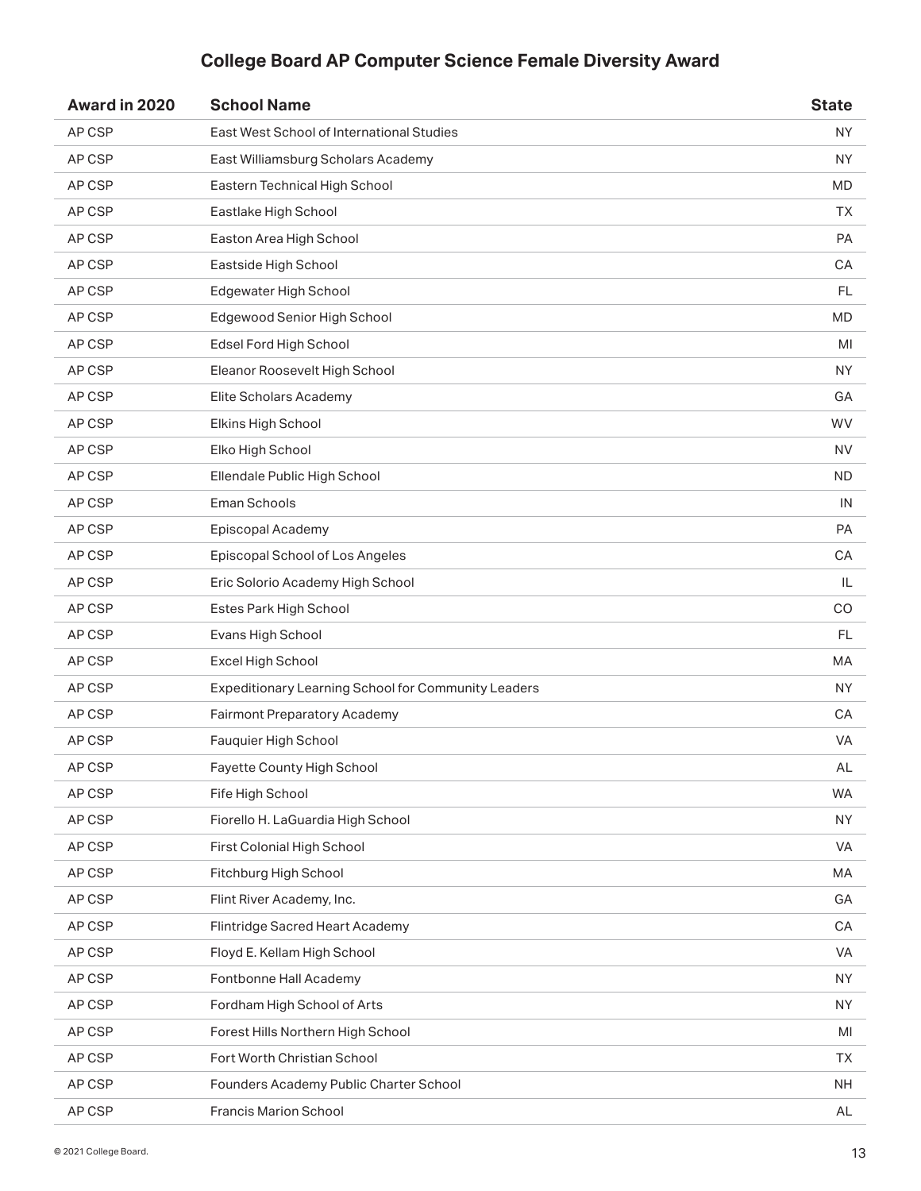## College Board AP Computer Science Female Diversity Award

| Award in 2020 | School Name | State |
|---|---|---|
| AP CSP | East West School of International Studies | NY |
| AP CSP | East Williamsburg Scholars Academy | NY |
| AP CSP | Eastern Technical High School | MD |
| AP CSP | Eastlake High School | TX |
| AP CSP | Easton Area High School | PA |
| AP CSP | Eastside High School | CA |
| AP CSP | Edgewater High School | FL |
| AP CSP | Edgewood Senior High School | MD |
| AP CSP | Edsel Ford High School | MI |
| AP CSP | Eleanor Roosevelt High School | NY |
| AP CSP | Elite Scholars Academy | GA |
| AP CSP | Elkins High School | WV |
| AP CSP | Elko High School | NV |
| AP CSP | Ellendale Public High School | ND |
| AP CSP | Eman Schools | IN |
| AP CSP | Episcopal Academy | PA |
| AP CSP | Episcopal School of Los Angeles | CA |
| AP CSP | Eric Solorio Academy High School | IL |
| AP CSP | Estes Park High School | CO |
| AP CSP | Evans High School | FL |
| AP CSP | Excel High School | MA |
| AP CSP | Expeditionary Learning School for Community Leaders | NY |
| AP CSP | Fairmont Preparatory Academy | CA |
| AP CSP | Fauquier High School | VA |
| AP CSP | Fayette County High School | AL |
| AP CSP | Fife High School | WA |
| AP CSP | Fiorello H. LaGuardia High School | NY |
| AP CSP | First Colonial High School | VA |
| AP CSP | Fitchburg High School | MA |
| AP CSP | Flint River Academy, Inc. | GA |
| AP CSP | Flintridge Sacred Heart Academy | CA |
| AP CSP | Floyd E. Kellam High School | VA |
| AP CSP | Fontbonne Hall Academy | NY |
| AP CSP | Fordham High School of Arts | NY |
| AP CSP | Forest Hills Northern High School | MI |
| AP CSP | Fort Worth Christian School | TX |
| AP CSP | Founders Academy Public Charter School | NH |
| AP CSP | Francis Marion School | AL |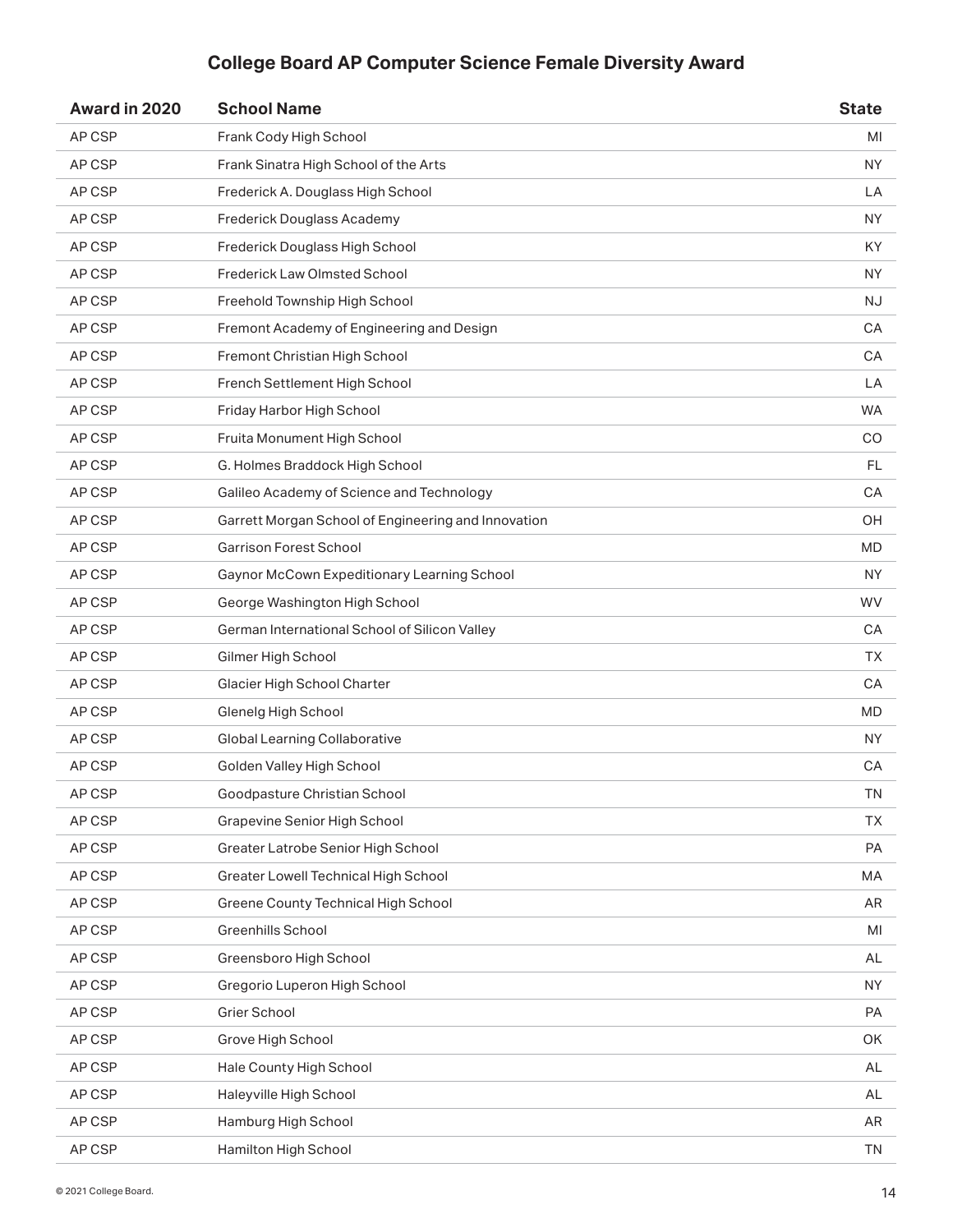## College Board AP Computer Science Female Diversity Award

| Award in 2020 | School Name | State |
|---|---|---|
| AP CSP | Frank Cody High School | MI |
| AP CSP | Frank Sinatra High School of the Arts | NY |
| AP CSP | Frederick A. Douglass High School | LA |
| AP CSP | Frederick Douglass Academy | NY |
| AP CSP | Frederick Douglass High School | KY |
| AP CSP | Frederick Law Olmsted School | NY |
| AP CSP | Freehold Township High School | NJ |
| AP CSP | Fremont Academy of Engineering and Design | CA |
| AP CSP | Fremont Christian High School | CA |
| AP CSP | French Settlement High School | LA |
| AP CSP | Friday Harbor High School | WA |
| AP CSP | Fruita Monument High School | CO |
| AP CSP | G. Holmes Braddock High School | FL |
| AP CSP | Galileo Academy of Science and Technology | CA |
| AP CSP | Garrett Morgan School of Engineering and Innovation | OH |
| AP CSP | Garrison Forest School | MD |
| AP CSP | Gaynor McCown Expeditionary Learning School | NY |
| AP CSP | George Washington High School | WV |
| AP CSP | German International School of Silicon Valley | CA |
| AP CSP | Gilmer High School | TX |
| AP CSP | Glacier High School Charter | CA |
| AP CSP | Glenelg High School | MD |
| AP CSP | Global Learning Collaborative | NY |
| AP CSP | Golden Valley High School | CA |
| AP CSP | Goodpasture Christian School | TN |
| AP CSP | Grapevine Senior High School | TX |
| AP CSP | Greater Latrobe Senior High School | PA |
| AP CSP | Greater Lowell Technical High School | MA |
| AP CSP | Greene County Technical High School | AR |
| AP CSP | Greenhills School | MI |
| AP CSP | Greensboro High School | AL |
| AP CSP | Gregorio Luperon High School | NY |
| AP CSP | Grier School | PA |
| AP CSP | Grove High School | OK |
| AP CSP | Hale County High School | AL |
| AP CSP | Haleyville High School | AL |
| AP CSP | Hamburg High School | AR |
| AP CSP | Hamilton High School | TN |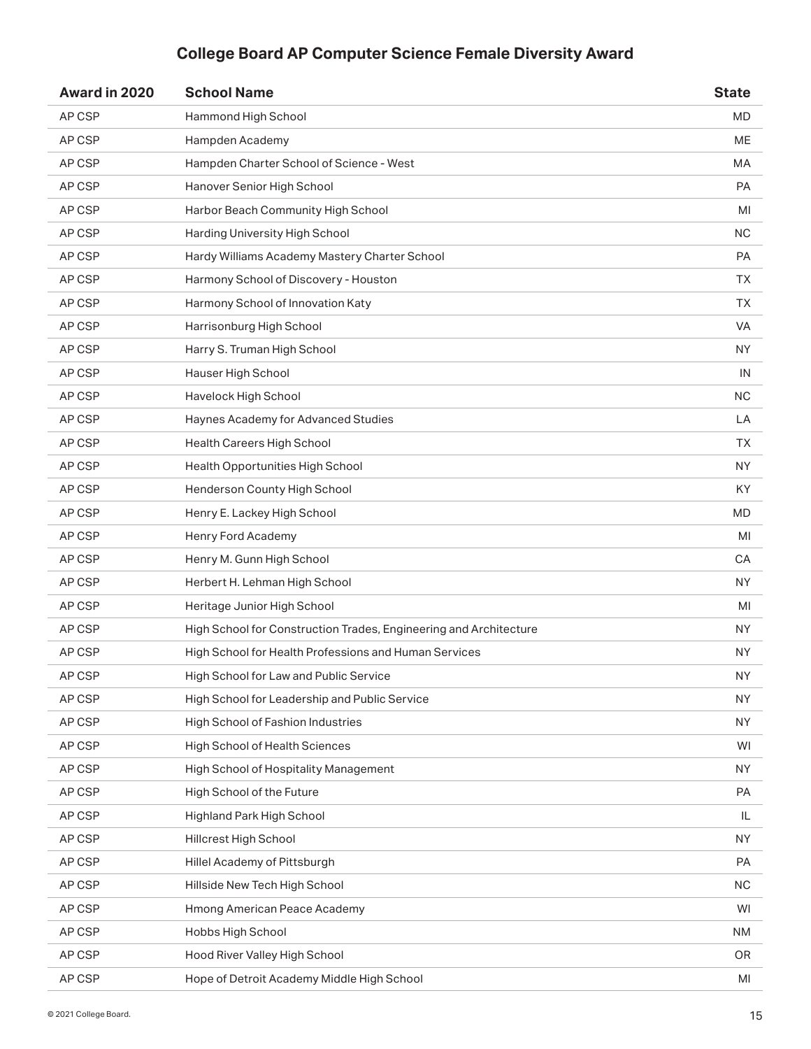## College Board AP Computer Science Female Diversity Award

| Award in 2020 | School Name | State |
|---|---|---|
| AP CSP | Hammond High School | MD |
| AP CSP | Hampden Academy | ME |
| AP CSP | Hampden Charter School of Science - West | MA |
| AP CSP | Hanover Senior High School | PA |
| AP CSP | Harbor Beach Community High School | MI |
| AP CSP | Harding University High School | NC |
| AP CSP | Hardy Williams Academy Mastery Charter School | PA |
| AP CSP | Harmony School of Discovery - Houston | TX |
| AP CSP | Harmony School of Innovation Katy | TX |
| AP CSP | Harrisonburg High School | VA |
| AP CSP | Harry S. Truman High School | NY |
| AP CSP | Hauser High School | IN |
| AP CSP | Havelock High School | NC |
| AP CSP | Haynes Academy for Advanced Studies | LA |
| AP CSP | Health Careers High School | TX |
| AP CSP | Health Opportunities High School | NY |
| AP CSP | Henderson County High School | KY |
| AP CSP | Henry E. Lackey High School | MD |
| AP CSP | Henry Ford Academy | MI |
| AP CSP | Henry M. Gunn High School | CA |
| AP CSP | Herbert H. Lehman High School | NY |
| AP CSP | Heritage Junior High School | MI |
| AP CSP | High School for Construction Trades, Engineering and Architecture | NY |
| AP CSP | High School for Health Professions and Human Services | NY |
| AP CSP | High School for Law and Public Service | NY |
| AP CSP | High School for Leadership and Public Service | NY |
| AP CSP | High School of Fashion Industries | NY |
| AP CSP | High School of Health Sciences | WI |
| AP CSP | High School of Hospitality Management | NY |
| AP CSP | High School of the Future | PA |
| AP CSP | Highland Park High School | IL |
| AP CSP | Hillcrest High School | NY |
| AP CSP | Hillel Academy of Pittsburgh | PA |
| AP CSP | Hillside New Tech High School | NC |
| AP CSP | Hmong American Peace Academy | WI |
| AP CSP | Hobbs High School | NM |
| AP CSP | Hood River Valley High School | OR |
| AP CSP | Hope of Detroit Academy Middle High School | MI |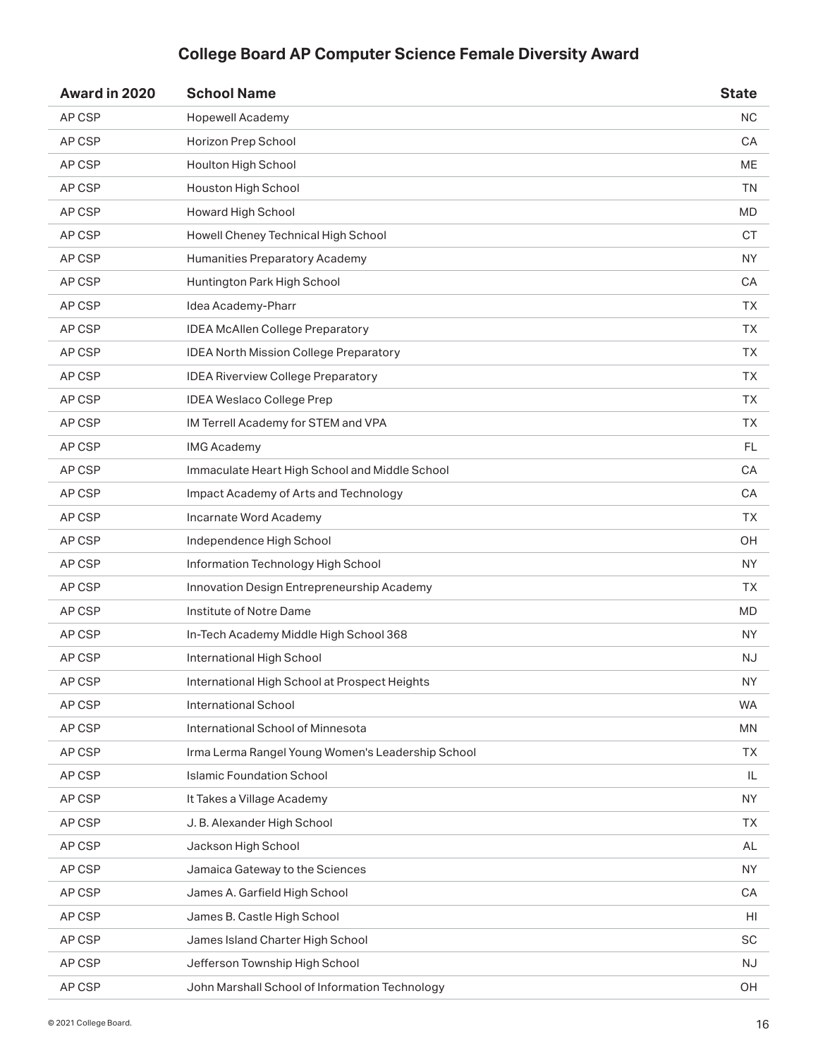## College Board AP Computer Science Female Diversity Award

| Award in 2020 | School Name | State |
|---|---|---|
| AP CSP | Hopewell Academy | NC |
| AP CSP | Horizon Prep School | CA |
| AP CSP | Houlton High School | ME |
| AP CSP | Houston High School | TN |
| AP CSP | Howard High School | MD |
| AP CSP | Howell Cheney Technical High School | CT |
| AP CSP | Humanities Preparatory Academy | NY |
| AP CSP | Huntington Park High School | CA |
| AP CSP | Idea Academy-Pharr | TX |
| AP CSP | IDEA McAllen College Preparatory | TX |
| AP CSP | IDEA North Mission College Preparatory | TX |
| AP CSP | IDEA Riverview College Preparatory | TX |
| AP CSP | IDEA Weslaco College Prep | TX |
| AP CSP | IM Terrell Academy for STEM and VPA | TX |
| AP CSP | IMG Academy | FL |
| AP CSP | Immaculate Heart High School and Middle School | CA |
| AP CSP | Impact Academy of Arts and Technology | CA |
| AP CSP | Incarnate Word Academy | TX |
| AP CSP | Independence High School | OH |
| AP CSP | Information Technology High School | NY |
| AP CSP | Innovation Design Entrepreneurship Academy | TX |
| AP CSP | Institute of Notre Dame | MD |
| AP CSP | In-Tech Academy Middle High School 368 | NY |
| AP CSP | International High School | NJ |
| AP CSP | International High School at Prospect Heights | NY |
| AP CSP | International School | WA |
| AP CSP | International School of Minnesota | MN |
| AP CSP | Irma Lerma Rangel Young Women's Leadership School | TX |
| AP CSP | Islamic Foundation School | IL |
| AP CSP | It Takes a Village Academy | NY |
| AP CSP | J. B. Alexander High School | TX |
| AP CSP | Jackson High School | AL |
| AP CSP | Jamaica Gateway to the Sciences | NY |
| AP CSP | James A. Garfield High School | CA |
| AP CSP | James B. Castle High School | HI |
| AP CSP | James Island Charter High School | SC |
| AP CSP | Jefferson Township High School | NJ |
| AP CSP | John Marshall School of Information Technology | OH |

© 2021 College Board.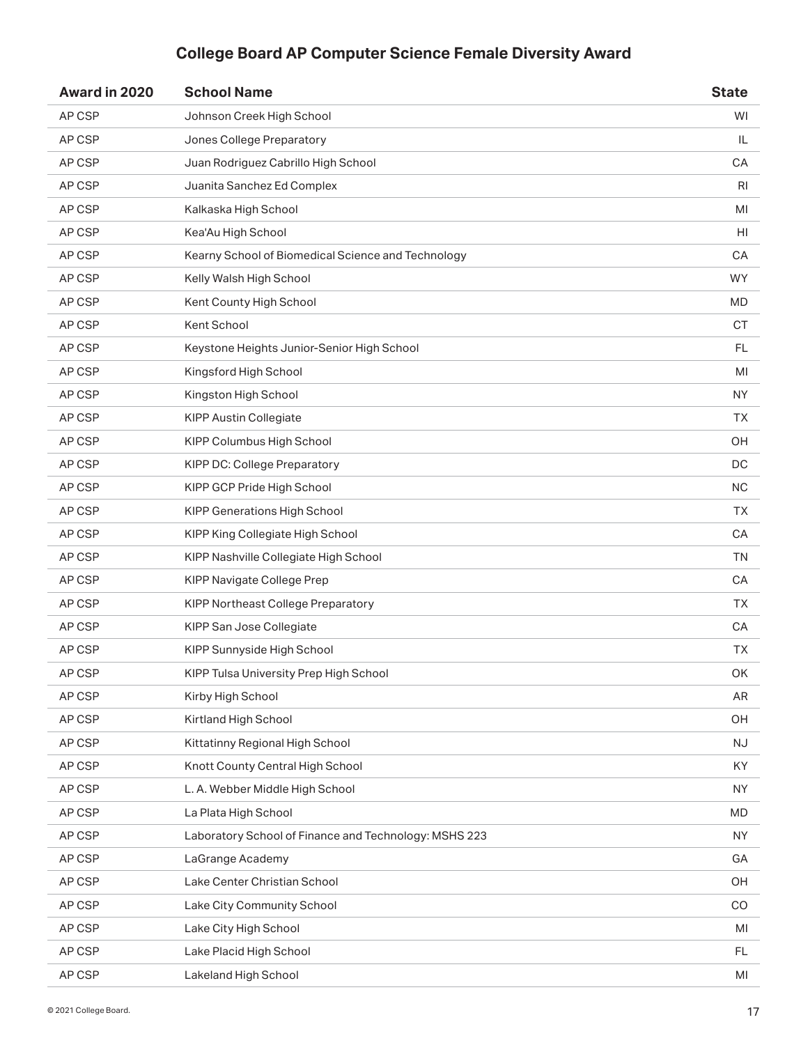## College Board AP Computer Science Female Diversity Award

| Award in 2020 | School Name | State |
|---|---|---|
| AP CSP | Johnson Creek High School | WI |
| AP CSP | Jones College Preparatory | IL |
| AP CSP | Juan Rodriguez Cabrillo High School | CA |
| AP CSP | Juanita Sanchez Ed Complex | RI |
| AP CSP | Kalkaska High School | MI |
| AP CSP | Kea'Au High School | HI |
| AP CSP | Kearny School of Biomedical Science and Technology | CA |
| AP CSP | Kelly Walsh High School | WY |
| AP CSP | Kent County High School | MD |
| AP CSP | Kent School | CT |
| AP CSP | Keystone Heights Junior-Senior High School | FL |
| AP CSP | Kingsford High School | MI |
| AP CSP | Kingston High School | NY |
| AP CSP | KIPP Austin Collegiate | TX |
| AP CSP | KIPP Columbus High School | OH |
| AP CSP | KIPP DC: College Preparatory | DC |
| AP CSP | KIPP GCP Pride High School | NC |
| AP CSP | KIPP Generations High School | TX |
| AP CSP | KIPP King Collegiate High School | CA |
| AP CSP | KIPP Nashville Collegiate High School | TN |
| AP CSP | KIPP Navigate College Prep | CA |
| AP CSP | KIPP Northeast College Preparatory | TX |
| AP CSP | KIPP San Jose Collegiate | CA |
| AP CSP | KIPP Sunnyside High School | TX |
| AP CSP | KIPP Tulsa University Prep High School | OK |
| AP CSP | Kirby High School | AR |
| AP CSP | Kirtland High School | OH |
| AP CSP | Kittatinny Regional High School | NJ |
| AP CSP | Knott County Central High School | KY |
| AP CSP | L. A. Webber Middle High School | NY |
| AP CSP | La Plata High School | MD |
| AP CSP | Laboratory School of Finance and Technology: MSHS 223 | NY |
| AP CSP | LaGrange Academy | GA |
| AP CSP | Lake Center Christian School | OH |
| AP CSP | Lake City Community School | CO |
| AP CSP | Lake City High School | MI |
| AP CSP | Lake Placid High School | FL |
| AP CSP | Lakeland High School | MI |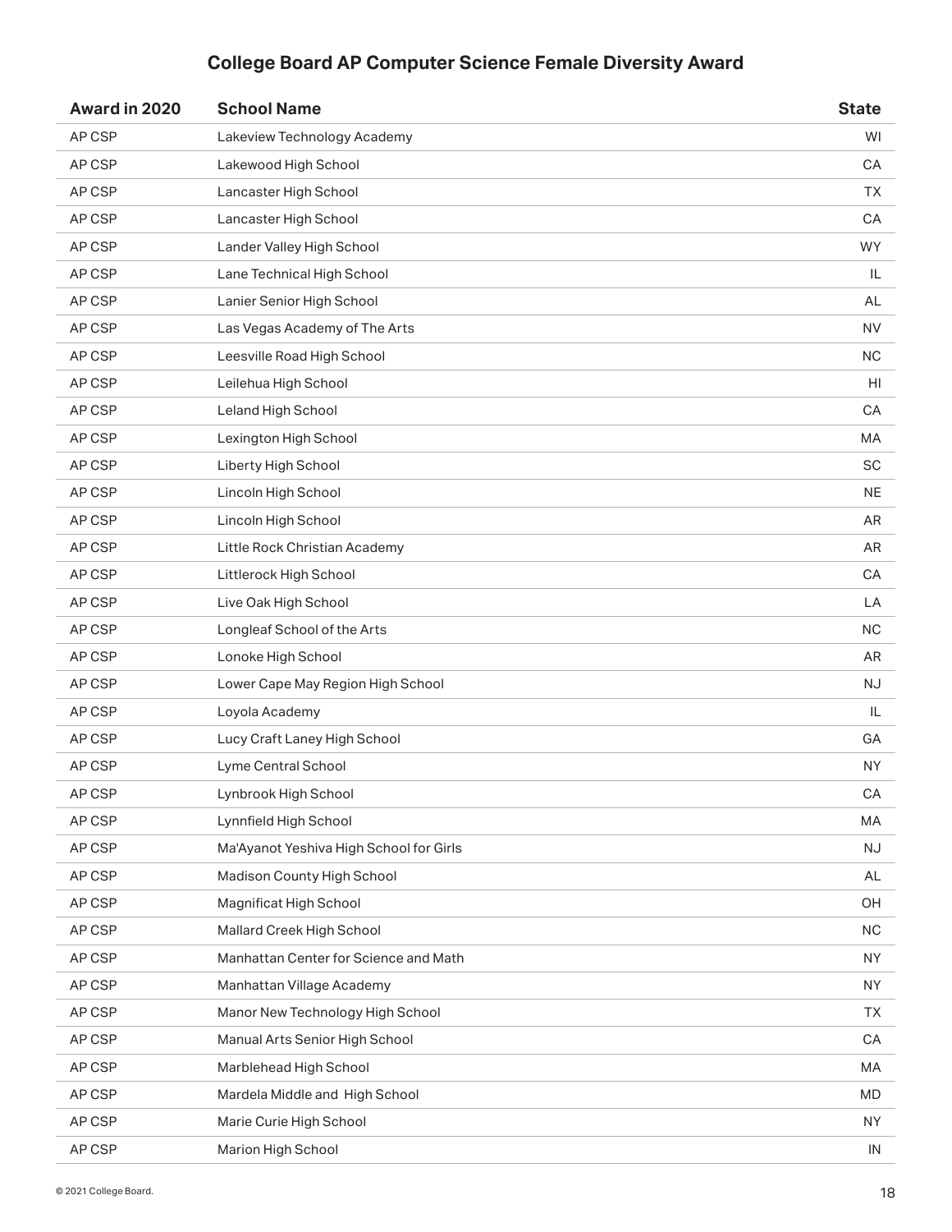## College Board AP Computer Science Female Diversity Award

| Award in 2020 | School Name | State |
|---|---|---|
| AP CSP | Lakeview Technology Academy | WI |
| AP CSP | Lakewood High School | CA |
| AP CSP | Lancaster High School | TX |
| AP CSP | Lancaster High School | CA |
| AP CSP | Lander Valley High School | WY |
| AP CSP | Lane Technical High School | IL |
| AP CSP | Lanier Senior High School | AL |
| AP CSP | Las Vegas Academy of The Arts | NV |
| AP CSP | Leesville Road High School | NC |
| AP CSP | Leilehua High School | HI |
| AP CSP | Leland High School | CA |
| AP CSP | Lexington High School | MA |
| AP CSP | Liberty High School | SC |
| AP CSP | Lincoln High School | NE |
| AP CSP | Lincoln High School | AR |
| AP CSP | Little Rock Christian Academy | AR |
| AP CSP | Littlerock High School | CA |
| AP CSP | Live Oak High School | LA |
| AP CSP | Longleaf School of the Arts | NC |
| AP CSP | Lonoke High School | AR |
| AP CSP | Lower Cape May Region High School | NJ |
| AP CSP | Loyola Academy | IL |
| AP CSP | Lucy Craft Laney High School | GA |
| AP CSP | Lyme Central School | NY |
| AP CSP | Lynbrook High School | CA |
| AP CSP | Lynnfield High School | MA |
| AP CSP | Ma'Ayanot Yeshiva High School for Girls | NJ |
| AP CSP | Madison County High School | AL |
| AP CSP | Magnificat High School | OH |
| AP CSP | Mallard Creek High School | NC |
| AP CSP | Manhattan Center for Science and Math | NY |
| AP CSP | Manhattan Village Academy | NY |
| AP CSP | Manor New Technology High School | TX |
| AP CSP | Manual Arts Senior High School | CA |
| AP CSP | Marblehead High School | MA |
| AP CSP | Mardela Middle and High School | MD |
| AP CSP | Marie Curie High School | NY |
| AP CSP | Marion High School | IN |

© 2021 College Board.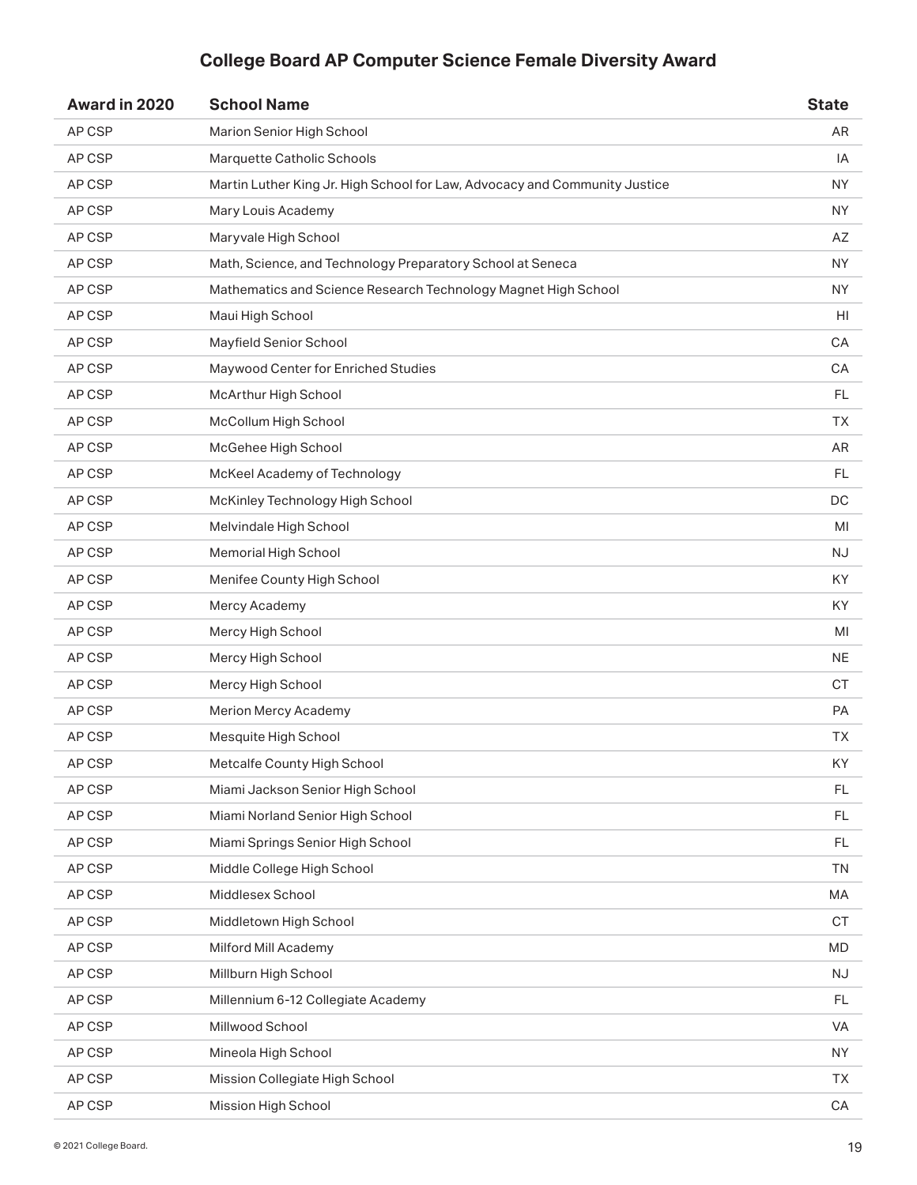## College Board AP Computer Science Female Diversity Award

| Award in 2020 | School Name | State |
|---|---|---|
| AP CSP | Marion Senior High School | AR |
| AP CSP | Marquette Catholic Schools | IA |
| AP CSP | Martin Luther King Jr. High School for Law, Advocacy and Community Justice | NY |
| AP CSP | Mary Louis Academy | NY |
| AP CSP | Maryvale High School | AZ |
| AP CSP | Math, Science, and Technology Preparatory School at Seneca | NY |
| AP CSP | Mathematics and Science Research Technology Magnet High School | NY |
| AP CSP | Maui High School | HI |
| AP CSP | Mayfield Senior School | CA |
| AP CSP | Maywood Center for Enriched Studies | CA |
| AP CSP | McArthur High School | FL |
| AP CSP | McCollum High School | TX |
| AP CSP | McGehee High School | AR |
| AP CSP | McKeel Academy of Technology | FL |
| AP CSP | McKinley Technology High School | DC |
| AP CSP | Melvindale High School | MI |
| AP CSP | Memorial High School | NJ |
| AP CSP | Menifee County High School | KY |
| AP CSP | Mercy Academy | KY |
| AP CSP | Mercy High School | MI |
| AP CSP | Mercy High School | NE |
| AP CSP | Mercy High School | CT |
| AP CSP | Merion Mercy Academy | PA |
| AP CSP | Mesquite High School | TX |
| AP CSP | Metcalfe County High School | KY |
| AP CSP | Miami Jackson Senior High School | FL |
| AP CSP | Miami Norland Senior High School | FL |
| AP CSP | Miami Springs Senior High School | FL |
| AP CSP | Middle College High School | TN |
| AP CSP | Middlesex School | MA |
| AP CSP | Middletown High School | CT |
| AP CSP | Milford Mill Academy | MD |
| AP CSP | Millburn High School | NJ |
| AP CSP | Millennium 6-12 Collegiate Academy | FL |
| AP CSP | Millwood School | VA |
| AP CSP | Mineola High School | NY |
| AP CSP | Mission Collegiate High School | TX |
| AP CSP | Mission High School | CA |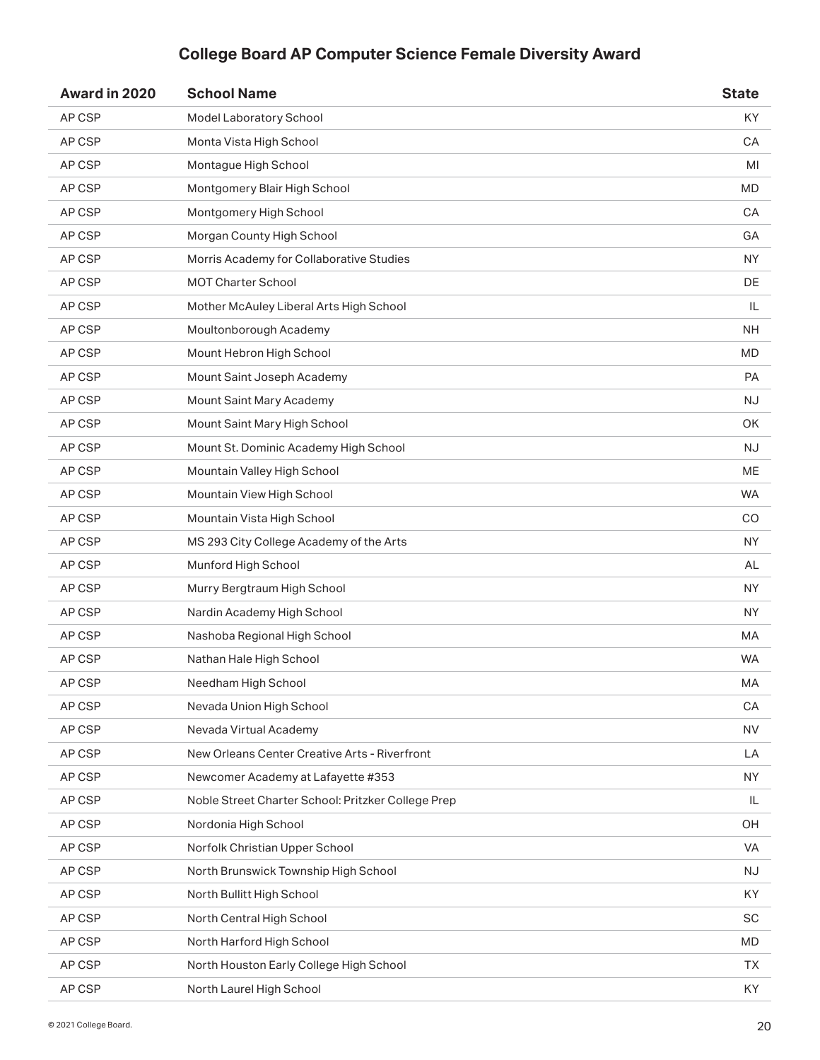## College Board AP Computer Science Female Diversity Award

| Award in 2020 | School Name | State |
|---|---|---|
| AP CSP | Model Laboratory School | KY |
| AP CSP | Monta Vista High School | CA |
| AP CSP | Montague High School | MI |
| AP CSP | Montgomery Blair High School | MD |
| AP CSP | Montgomery High School | CA |
| AP CSP | Morgan County High School | GA |
| AP CSP | Morris Academy for Collaborative Studies | NY |
| AP CSP | MOT Charter School | DE |
| AP CSP | Mother McAuley Liberal Arts High School | IL |
| AP CSP | Moultonborough Academy | NH |
| AP CSP | Mount Hebron High School | MD |
| AP CSP | Mount Saint Joseph Academy | PA |
| AP CSP | Mount Saint Mary Academy | NJ |
| AP CSP | Mount Saint Mary High School | OK |
| AP CSP | Mount St. Dominic Academy High School | NJ |
| AP CSP | Mountain Valley High School | ME |
| AP CSP | Mountain View High School | WA |
| AP CSP | Mountain Vista High School | CO |
| AP CSP | MS 293 City College Academy of the Arts | NY |
| AP CSP | Munford High School | AL |
| AP CSP | Murry Bergtraum High School | NY |
| AP CSP | Nardin Academy High School | NY |
| AP CSP | Nashoba Regional High School | MA |
| AP CSP | Nathan Hale High School | WA |
| AP CSP | Needham High School | MA |
| AP CSP | Nevada Union High School | CA |
| AP CSP | Nevada Virtual Academy | NV |
| AP CSP | New Orleans Center Creative Arts - Riverfront | LA |
| AP CSP | Newcomer Academy at Lafayette #353 | NY |
| AP CSP | Noble Street Charter School: Pritzker College Prep | IL |
| AP CSP | Nordonia High School | OH |
| AP CSP | Norfolk Christian Upper School | VA |
| AP CSP | North Brunswick Township High School | NJ |
| AP CSP | North Bullitt High School | KY |
| AP CSP | North Central High School | SC |
| AP CSP | North Harford High School | MD |
| AP CSP | North Houston Early College High School | TX |
| AP CSP | North Laurel High School | KY |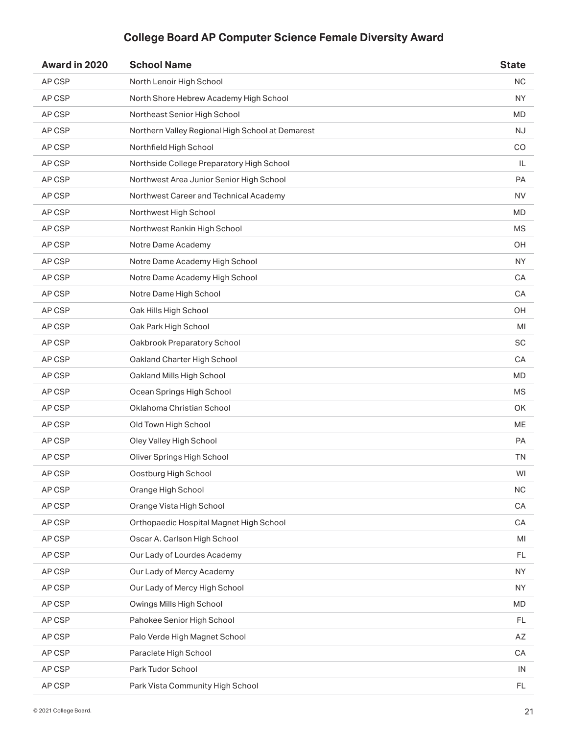## College Board AP Computer Science Female Diversity Award

| Award in 2020 | School Name | State |
| --- | --- | --- |
| AP CSP | North Lenoir High School | NC |
| AP CSP | North Shore Hebrew Academy High School | NY |
| AP CSP | Northeast Senior High School | MD |
| AP CSP | Northern Valley Regional High School at Demarest | NJ |
| AP CSP | Northfield High School | CO |
| AP CSP | Northside College Preparatory High School | IL |
| AP CSP | Northwest Area Junior Senior High School | PA |
| AP CSP | Northwest Career and Technical Academy | NV |
| AP CSP | Northwest High School | MD |
| AP CSP | Northwest Rankin High School | MS |
| AP CSP | Notre Dame Academy | OH |
| AP CSP | Notre Dame Academy High School | NY |
| AP CSP | Notre Dame Academy High School | CA |
| AP CSP | Notre Dame High School | CA |
| AP CSP | Oak Hills High School | OH |
| AP CSP | Oak Park High School | MI |
| AP CSP | Oakbrook Preparatory School | SC |
| AP CSP | Oakland Charter High School | CA |
| AP CSP | Oakland Mills High School | MD |
| AP CSP | Ocean Springs High School | MS |
| AP CSP | Oklahoma Christian School | OK |
| AP CSP | Old Town High School | ME |
| AP CSP | Oley Valley High School | PA |
| AP CSP | Oliver Springs High School | TN |
| AP CSP | Oostburg High School | WI |
| AP CSP | Orange High School | NC |
| AP CSP | Orange Vista High School | CA |
| AP CSP | Orthopaedic Hospital Magnet High School | CA |
| AP CSP | Oscar A. Carlson High School | MI |
| AP CSP | Our Lady of Lourdes Academy | FL |
| AP CSP | Our Lady of Mercy Academy | NY |
| AP CSP | Our Lady of Mercy High School | NY |
| AP CSP | Owings Mills High School | MD |
| AP CSP | Pahokee Senior High School | FL |
| AP CSP | Palo Verde High Magnet School | AZ |
| AP CSP | Paraclete High School | CA |
| AP CSP | Park Tudor School | IN |
| AP CSP | Park Vista Community High School | FL |

© 2021 College Board.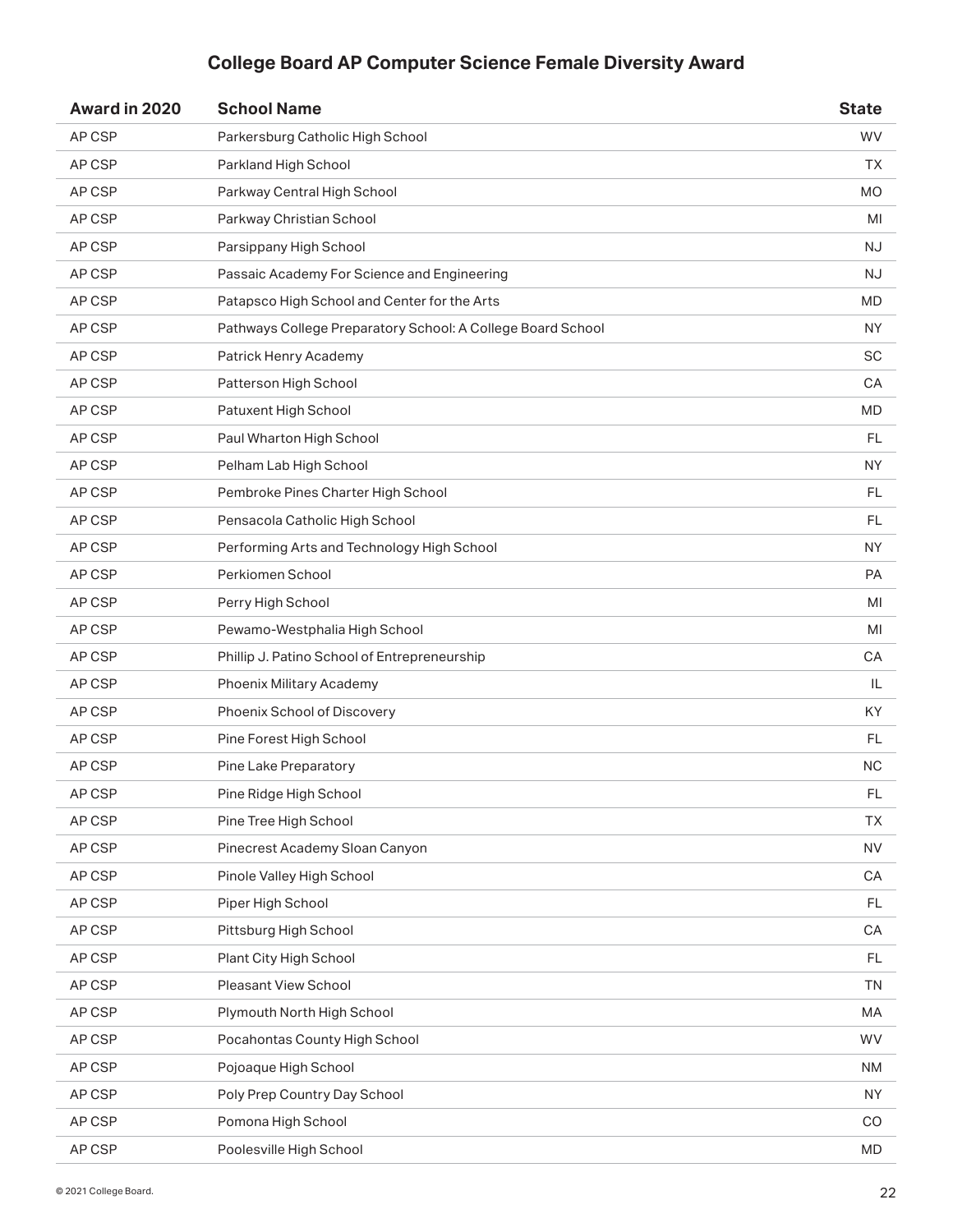## College Board AP Computer Science Female Diversity Award

| Award in 2020 | School Name | State |
|---|---|---|
| AP CSP | Parkersburg Catholic High School | WV |
| AP CSP | Parkland High School | TX |
| AP CSP | Parkway Central High School | MO |
| AP CSP | Parkway Christian School | MI |
| AP CSP | Parsippany High School | NJ |
| AP CSP | Passaic Academy For Science and Engineering | NJ |
| AP CSP | Patapsco High School and Center for the Arts | MD |
| AP CSP | Pathways College Preparatory School: A College Board School | NY |
| AP CSP | Patrick Henry Academy | SC |
| AP CSP | Patterson High School | CA |
| AP CSP | Patuxent High School | MD |
| AP CSP | Paul Wharton High School | FL |
| AP CSP | Pelham Lab High School | NY |
| AP CSP | Pembroke Pines Charter High School | FL |
| AP CSP | Pensacola Catholic High School | FL |
| AP CSP | Performing Arts and Technology High School | NY |
| AP CSP | Perkiomen School | PA |
| AP CSP | Perry High School | MI |
| AP CSP | Pewamo-Westphalia High School | MI |
| AP CSP | Phillip J. Patino School of Entrepreneurship | CA |
| AP CSP | Phoenix Military Academy | IL |
| AP CSP | Phoenix School of Discovery | KY |
| AP CSP | Pine Forest High School | FL |
| AP CSP | Pine Lake Preparatory | NC |
| AP CSP | Pine Ridge High School | FL |
| AP CSP | Pine Tree High School | TX |
| AP CSP | Pinecrest Academy Sloan Canyon | NV |
| AP CSP | Pinole Valley High School | CA |
| AP CSP | Piper High School | FL |
| AP CSP | Pittsburg High School | CA |
| AP CSP | Plant City High School | FL |
| AP CSP | Pleasant View School | TN |
| AP CSP | Plymouth North High School | MA |
| AP CSP | Pocahontas County High School | WV |
| AP CSP | Pojoaque High School | NM |
| AP CSP | Poly Prep Country Day School | NY |
| AP CSP | Pomona High School | CO |
| AP CSP | Poolesville High School | MD |

© 2021 College Board.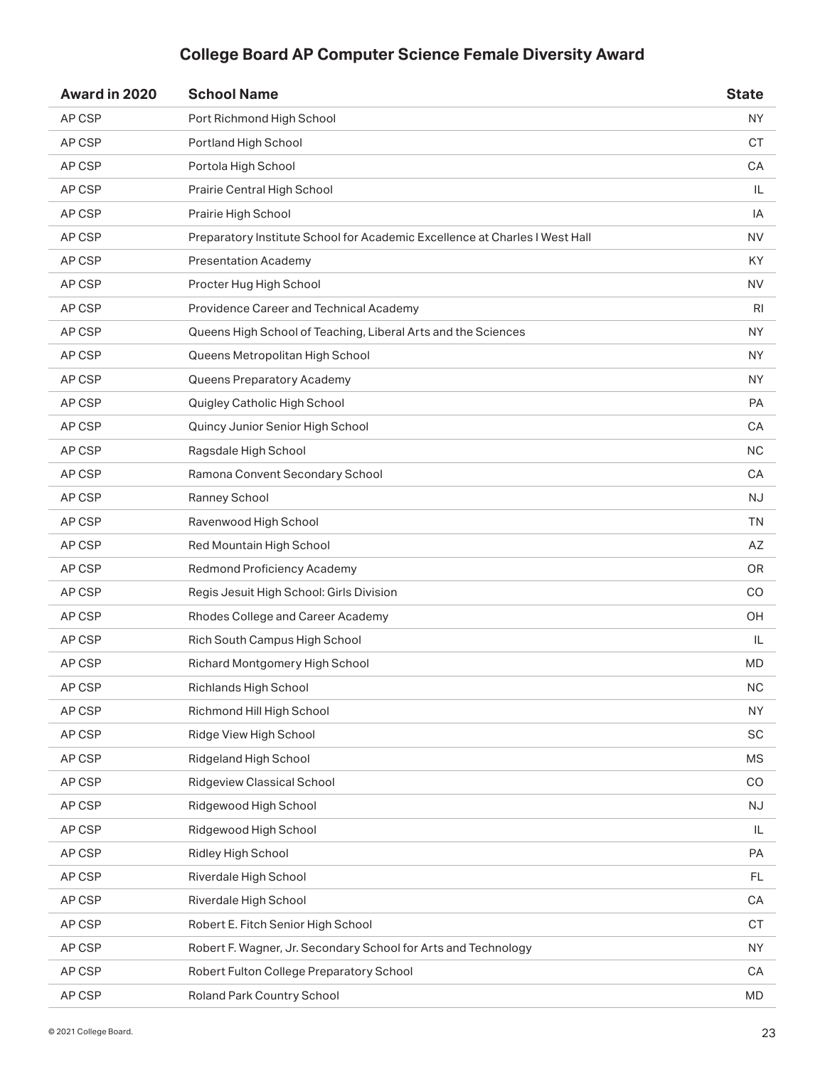## College Board AP Computer Science Female Diversity Award

| Award in 2020 | School Name | State |
|---|---|---|
| AP CSP | Port Richmond High School | NY |
| AP CSP | Portland High School | CT |
| AP CSP | Portola High School | CA |
| AP CSP | Prairie Central High School | IL |
| AP CSP | Prairie High School | IA |
| AP CSP | Preparatory Institute School for Academic Excellence at Charles I West Hall | NV |
| AP CSP | Presentation Academy | KY |
| AP CSP | Procter Hug High School | NV |
| AP CSP | Providence Career and Technical Academy | RI |
| AP CSP | Queens High School of Teaching, Liberal Arts and the Sciences | NY |
| AP CSP | Queens Metropolitan High School | NY |
| AP CSP | Queens Preparatory Academy | NY |
| AP CSP | Quigley Catholic High School | PA |
| AP CSP | Quincy Junior Senior High School | CA |
| AP CSP | Ragsdale High School | NC |
| AP CSP | Ramona Convent Secondary School | CA |
| AP CSP | Ranney School | NJ |
| AP CSP | Ravenwood High School | TN |
| AP CSP | Red Mountain High School | AZ |
| AP CSP | Redmond Proficiency Academy | OR |
| AP CSP | Regis Jesuit High School: Girls Division | CO |
| AP CSP | Rhodes College and Career Academy | OH |
| AP CSP | Rich South Campus High School | IL |
| AP CSP | Richard Montgomery High School | MD |
| AP CSP | Richlands High School | NC |
| AP CSP | Richmond Hill High School | NY |
| AP CSP | Ridge View High School | SC |
| AP CSP | Ridgeland High School | MS |
| AP CSP | Ridgeview Classical School | CO |
| AP CSP | Ridgewood High School | NJ |
| AP CSP | Ridgewood High School | IL |
| AP CSP | Ridley High School | PA |
| AP CSP | Riverdale High School | FL |
| AP CSP | Riverdale High School | CA |
| AP CSP | Robert E. Fitch Senior High School | CT |
| AP CSP | Robert F. Wagner, Jr. Secondary School for Arts and Technology | NY |
| AP CSP | Robert Fulton College Preparatory School | CA |
| AP CSP | Roland Park Country School | MD |

© 2021 College Board.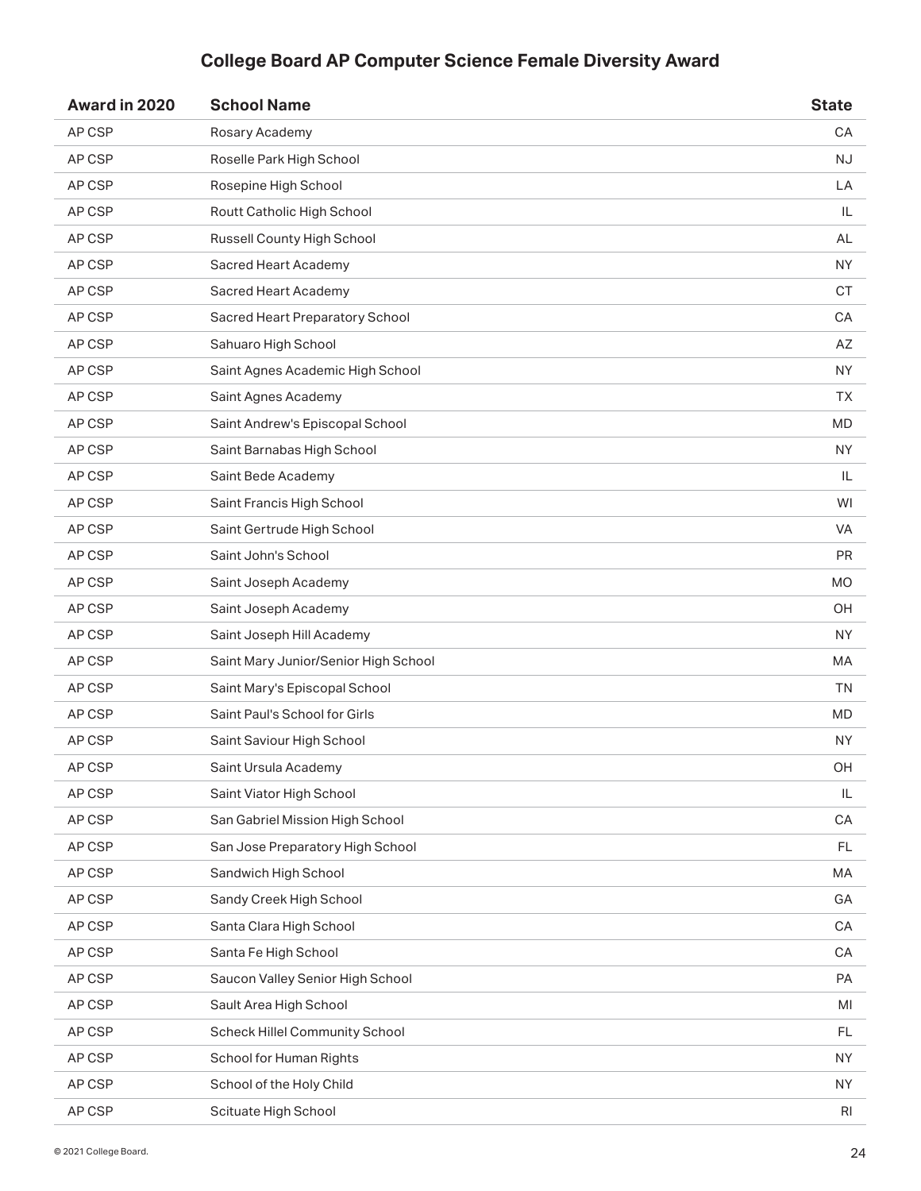## College Board AP Computer Science Female Diversity Award

| Award in 2020 | School Name | State |
|---|---|---|
| AP CSP | Rosary Academy | CA |
| AP CSP | Roselle Park High School | NJ |
| AP CSP | Rosepine High School | LA |
| AP CSP | Routt Catholic High School | IL |
| AP CSP | Russell County High School | AL |
| AP CSP | Sacred Heart Academy | NY |
| AP CSP | Sacred Heart Academy | CT |
| AP CSP | Sacred Heart Preparatory School | CA |
| AP CSP | Sahuaro High School | AZ |
| AP CSP | Saint Agnes Academic High School | NY |
| AP CSP | Saint Agnes Academy | TX |
| AP CSP | Saint Andrew's Episcopal School | MD |
| AP CSP | Saint Barnabas High School | NY |
| AP CSP | Saint Bede Academy | IL |
| AP CSP | Saint Francis High School | WI |
| AP CSP | Saint Gertrude High School | VA |
| AP CSP | Saint John's School | PR |
| AP CSP | Saint Joseph Academy | MO |
| AP CSP | Saint Joseph Academy | OH |
| AP CSP | Saint Joseph Hill Academy | NY |
| AP CSP | Saint Mary Junior/Senior High School | MA |
| AP CSP | Saint Mary's Episcopal School | TN |
| AP CSP | Saint Paul's School for Girls | MD |
| AP CSP | Saint Saviour High School | NY |
| AP CSP | Saint Ursula Academy | OH |
| AP CSP | Saint Viator High School | IL |
| AP CSP | San Gabriel Mission High School | CA |
| AP CSP | San Jose Preparatory High School | FL |
| AP CSP | Sandwich High School | MA |
| AP CSP | Sandy Creek High School | GA |
| AP CSP | Santa Clara High School | CA |
| AP CSP | Santa Fe High School | CA |
| AP CSP | Saucon Valley Senior High School | PA |
| AP CSP | Sault Area High School | MI |
| AP CSP | Scheck Hillel Community School | FL |
| AP CSP | School for Human Rights | NY |
| AP CSP | School of the Holy Child | NY |
| AP CSP | Scituate High School | RI |

© 2021 College Board.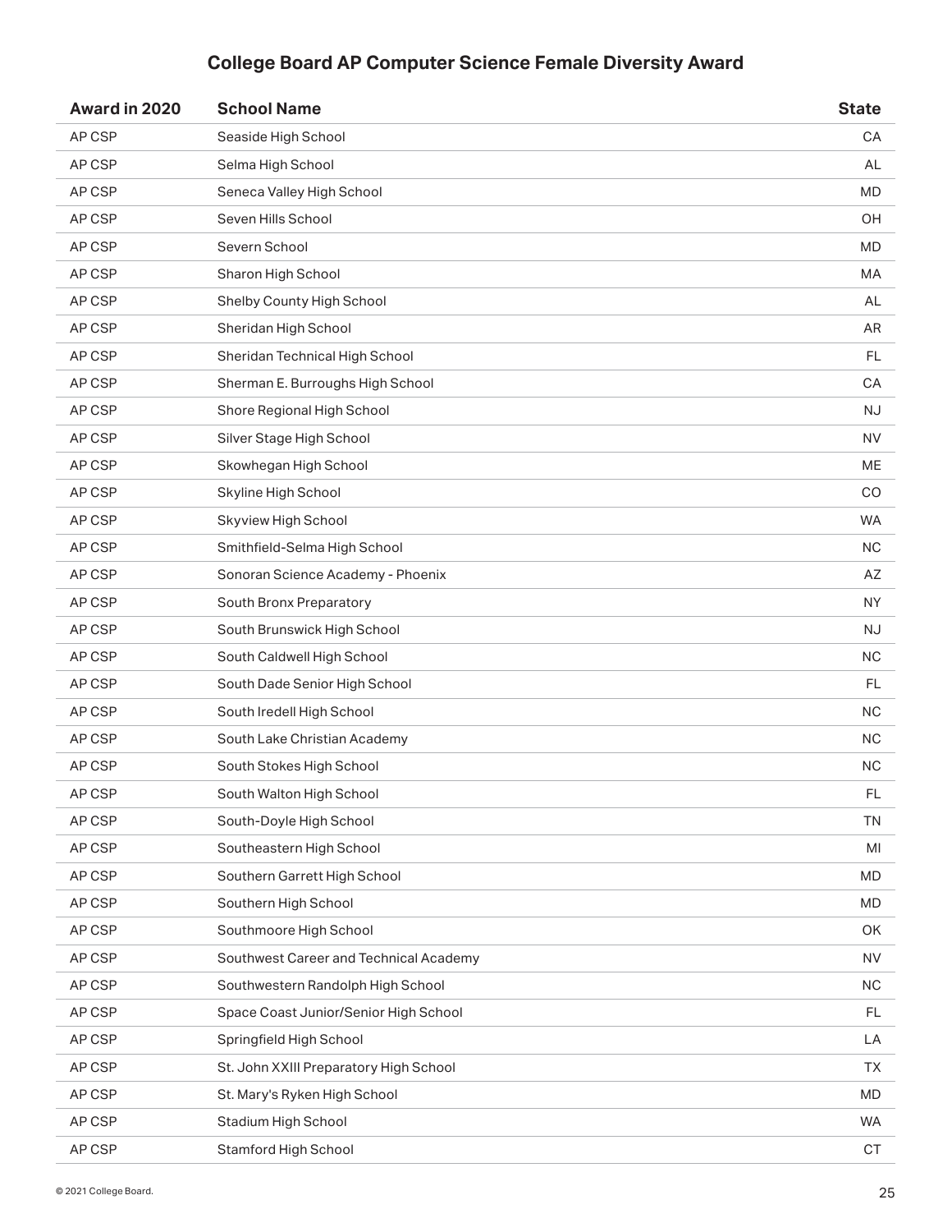## College Board AP Computer Science Female Diversity Award

| Award in 2020 | School Name | State |
|---|---|---|
| AP CSP | Seaside High School | CA |
| AP CSP | Selma High School | AL |
| AP CSP | Seneca Valley High School | MD |
| AP CSP | Seven Hills School | OH |
| AP CSP | Severn School | MD |
| AP CSP | Sharon High School | MA |
| AP CSP | Shelby County High School | AL |
| AP CSP | Sheridan High School | AR |
| AP CSP | Sheridan Technical High School | FL |
| AP CSP | Sherman E. Burroughs High School | CA |
| AP CSP | Shore Regional High School | NJ |
| AP CSP | Silver Stage High School | NV |
| AP CSP | Skowhegan High School | ME |
| AP CSP | Skyline High School | CO |
| AP CSP | Skyview High School | WA |
| AP CSP | Smithfield-Selma High School | NC |
| AP CSP | Sonoran Science Academy - Phoenix | AZ |
| AP CSP | South Bronx Preparatory | NY |
| AP CSP | South Brunswick High School | NJ |
| AP CSP | South Caldwell High School | NC |
| AP CSP | South Dade Senior High School | FL |
| AP CSP | South Iredell High School | NC |
| AP CSP | South Lake Christian Academy | NC |
| AP CSP | South Stokes High School | NC |
| AP CSP | South Walton High School | FL |
| AP CSP | South-Doyle High School | TN |
| AP CSP | Southeastern High School | MI |
| AP CSP | Southern Garrett High School | MD |
| AP CSP | Southern High School | MD |
| AP CSP | Southmoore High School | OK |
| AP CSP | Southwest Career and Technical Academy | NV |
| AP CSP | Southwestern Randolph High School | NC |
| AP CSP | Space Coast Junior/Senior High School | FL |
| AP CSP | Springfield High School | LA |
| AP CSP | St. John XXIII Preparatory High School | TX |
| AP CSP | St. Mary's Ryken High School | MD |
| AP CSP | Stadium High School | WA |
| AP CSP | Stamford High School | CT |

© 2021 College Board.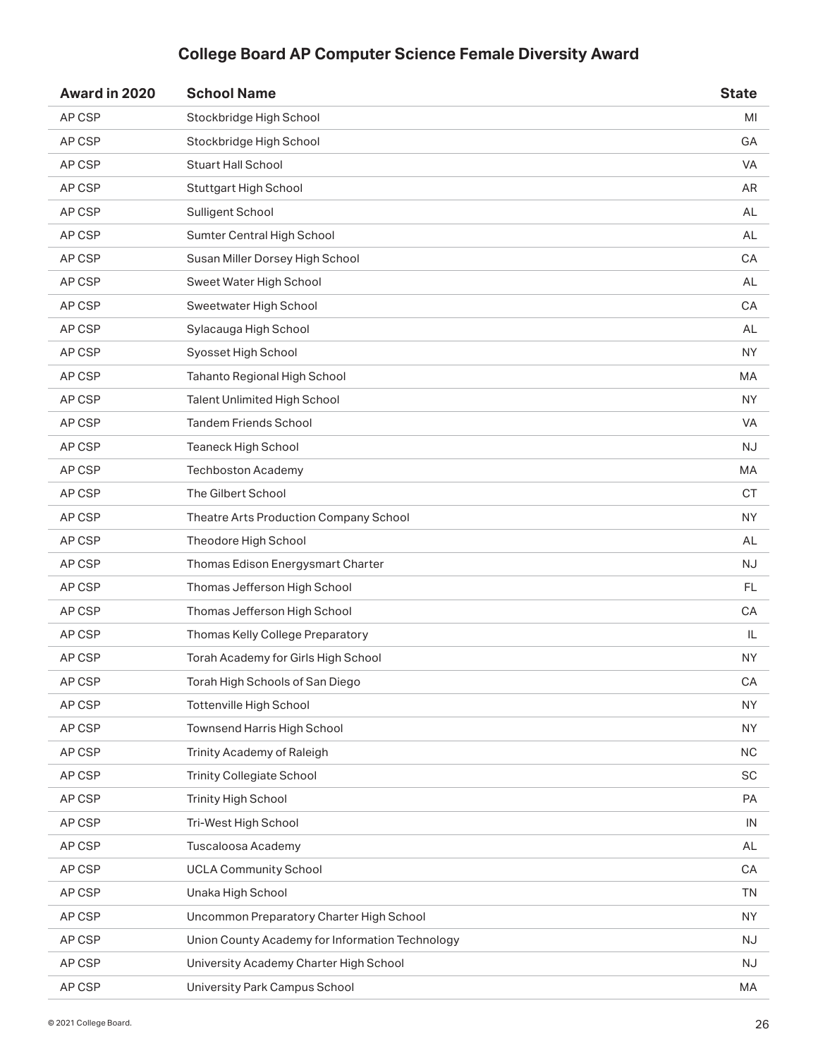## College Board AP Computer Science Female Diversity Award

| Award in 2020 | School Name | State |
| --- | --- | --- |
| AP CSP | Stockbridge High School | MI |
| AP CSP | Stockbridge High School | GA |
| AP CSP | Stuart Hall School | VA |
| AP CSP | Stuttgart High School | AR |
| AP CSP | Sulligent School | AL |
| AP CSP | Sumter Central High School | AL |
| AP CSP | Susan Miller Dorsey High School | CA |
| AP CSP | Sweet Water High School | AL |
| AP CSP | Sweetwater High School | CA |
| AP CSP | Sylacauga High School | AL |
| AP CSP | Syosset High School | NY |
| AP CSP | Tahanto Regional High School | MA |
| AP CSP | Talent Unlimited High School | NY |
| AP CSP | Tandem Friends School | VA |
| AP CSP | Teaneck High School | NJ |
| AP CSP | Techboston Academy | MA |
| AP CSP | The Gilbert School | CT |
| AP CSP | Theatre Arts Production Company School | NY |
| AP CSP | Theodore High School | AL |
| AP CSP | Thomas Edison Energysmart Charter | NJ |
| AP CSP | Thomas Jefferson High School | FL |
| AP CSP | Thomas Jefferson High School | CA |
| AP CSP | Thomas Kelly College Preparatory | IL |
| AP CSP | Torah Academy for Girls High School | NY |
| AP CSP | Torah High Schools of San Diego | CA |
| AP CSP | Tottenville High School | NY |
| AP CSP | Townsend Harris High School | NY |
| AP CSP | Trinity Academy of Raleigh | NC |
| AP CSP | Trinity Collegiate School | SC |
| AP CSP | Trinity High School | PA |
| AP CSP | Tri-West High School | IN |
| AP CSP | Tuscaloosa Academy | AL |
| AP CSP | UCLA Community School | CA |
| AP CSP | Unaka High School | TN |
| AP CSP | Uncommon Preparatory Charter High School | NY |
| AP CSP | Union County Academy for Information Technology | NJ |
| AP CSP | University Academy Charter High School | NJ |
| AP CSP | University Park Campus School | MA |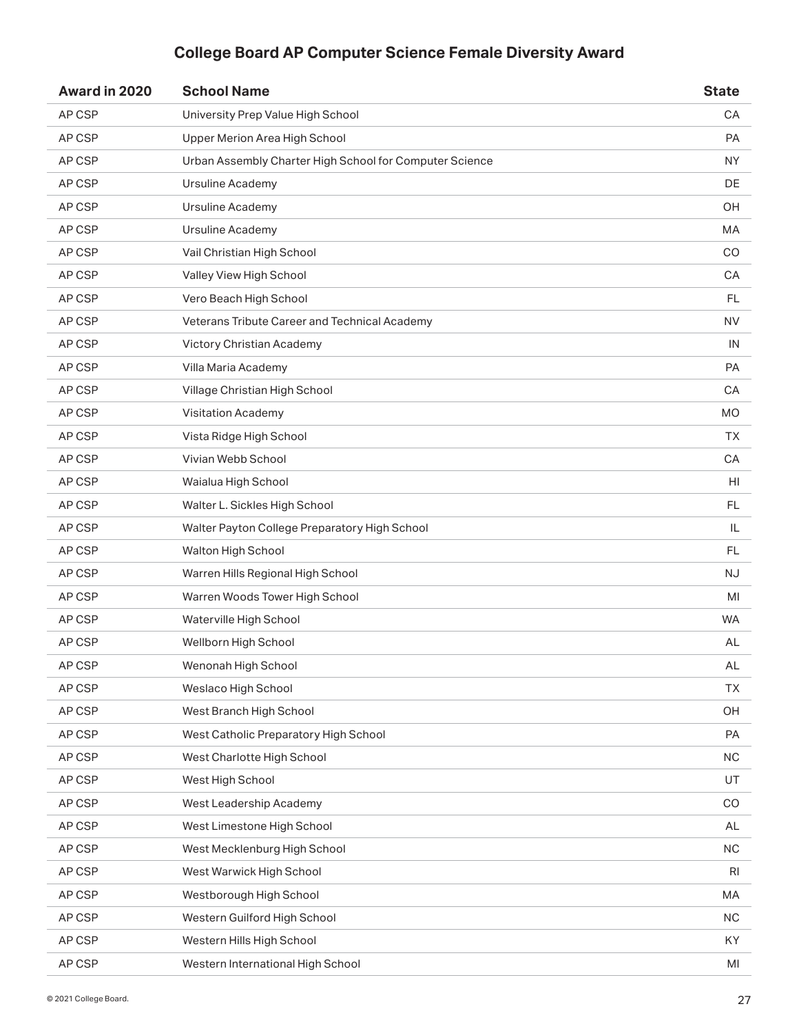## College Board AP Computer Science Female Diversity Award

| Award in 2020 | School Name | State |
|---|---|---|
| AP CSP | University Prep Value High School | CA |
| AP CSP | Upper Merion Area High School | PA |
| AP CSP | Urban Assembly Charter High School for Computer Science | NY |
| AP CSP | Ursuline Academy | DE |
| AP CSP | Ursuline Academy | OH |
| AP CSP | Ursuline Academy | MA |
| AP CSP | Vail Christian High School | CO |
| AP CSP | Valley View High School | CA |
| AP CSP | Vero Beach High School | FL |
| AP CSP | Veterans Tribute Career and Technical Academy | NV |
| AP CSP | Victory Christian Academy | IN |
| AP CSP | Villa Maria Academy | PA |
| AP CSP | Village Christian High School | CA |
| AP CSP | Visitation Academy | MO |
| AP CSP | Vista Ridge High School | TX |
| AP CSP | Vivian Webb School | CA |
| AP CSP | Waialua High School | HI |
| AP CSP | Walter L. Sickles High School | FL |
| AP CSP | Walter Payton College Preparatory High School | IL |
| AP CSP | Walton High School | FL |
| AP CSP | Warren Hills Regional High School | NJ |
| AP CSP | Warren Woods Tower High School | MI |
| AP CSP | Waterville High School | WA |
| AP CSP | Wellborn High School | AL |
| AP CSP | Wenonah High School | AL |
| AP CSP | Weslaco High School | TX |
| AP CSP | West Branch High School | OH |
| AP CSP | West Catholic Preparatory High School | PA |
| AP CSP | West Charlotte High School | NC |
| AP CSP | West High School | UT |
| AP CSP | West Leadership Academy | CO |
| AP CSP | West Limestone High School | AL |
| AP CSP | West Mecklenburg High School | NC |
| AP CSP | West Warwick High School | RI |
| AP CSP | Westborough High School | MA |
| AP CSP | Western Guilford High School | NC |
| AP CSP | Western Hills High School | KY |
| AP CSP | Western International High School | MI |

© 2021 College Board.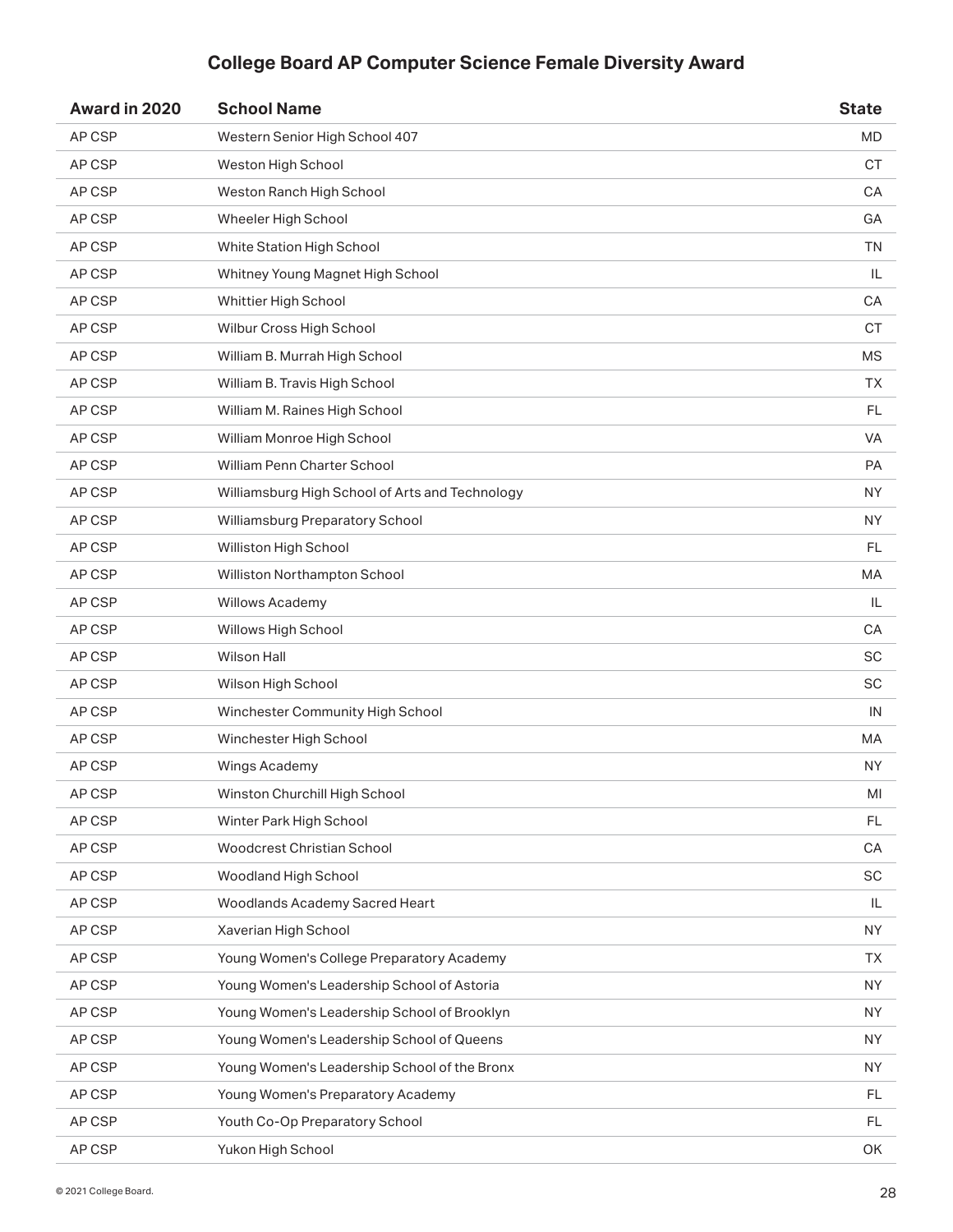## College Board AP Computer Science Female Diversity Award

| Award in 2020 | School Name | State |
|---|---|---|
| AP CSP | Western Senior High School 407 | MD |
| AP CSP | Weston High School | CT |
| AP CSP | Weston Ranch High School | CA |
| AP CSP | Wheeler High School | GA |
| AP CSP | White Station High School | TN |
| AP CSP | Whitney Young Magnet High School | IL |
| AP CSP | Whittier High School | CA |
| AP CSP | Wilbur Cross High School | CT |
| AP CSP | William B. Murrah High School | MS |
| AP CSP | William B. Travis High School | TX |
| AP CSP | William M. Raines High School | FL |
| AP CSP | William Monroe High School | VA |
| AP CSP | William Penn Charter School | PA |
| AP CSP | Williamsburg High School of Arts and Technology | NY |
| AP CSP | Williamsburg Preparatory School | NY |
| AP CSP | Williston High School | FL |
| AP CSP | Williston Northampton School | MA |
| AP CSP | Willows Academy | IL |
| AP CSP | Willows High School | CA |
| AP CSP | Wilson Hall | SC |
| AP CSP | Wilson High School | SC |
| AP CSP | Winchester Community High School | IN |
| AP CSP | Winchester High School | MA |
| AP CSP | Wings Academy | NY |
| AP CSP | Winston Churchill High School | MI |
| AP CSP | Winter Park High School | FL |
| AP CSP | Woodcrest Christian School | CA |
| AP CSP | Woodland High School | SC |
| AP CSP | Woodlands Academy Sacred Heart | IL |
| AP CSP | Xaverian High School | NY |
| AP CSP | Young Women's College Preparatory Academy | TX |
| AP CSP | Young Women's Leadership School of Astoria | NY |
| AP CSP | Young Women's Leadership School of Brooklyn | NY |
| AP CSP | Young Women's Leadership School of Queens | NY |
| AP CSP | Young Women's Leadership School of the Bronx | NY |
| AP CSP | Young Women's Preparatory Academy | FL |
| AP CSP | Youth Co-Op Preparatory School | FL |
| AP CSP | Yukon High School | OK |

© 2021 College Board.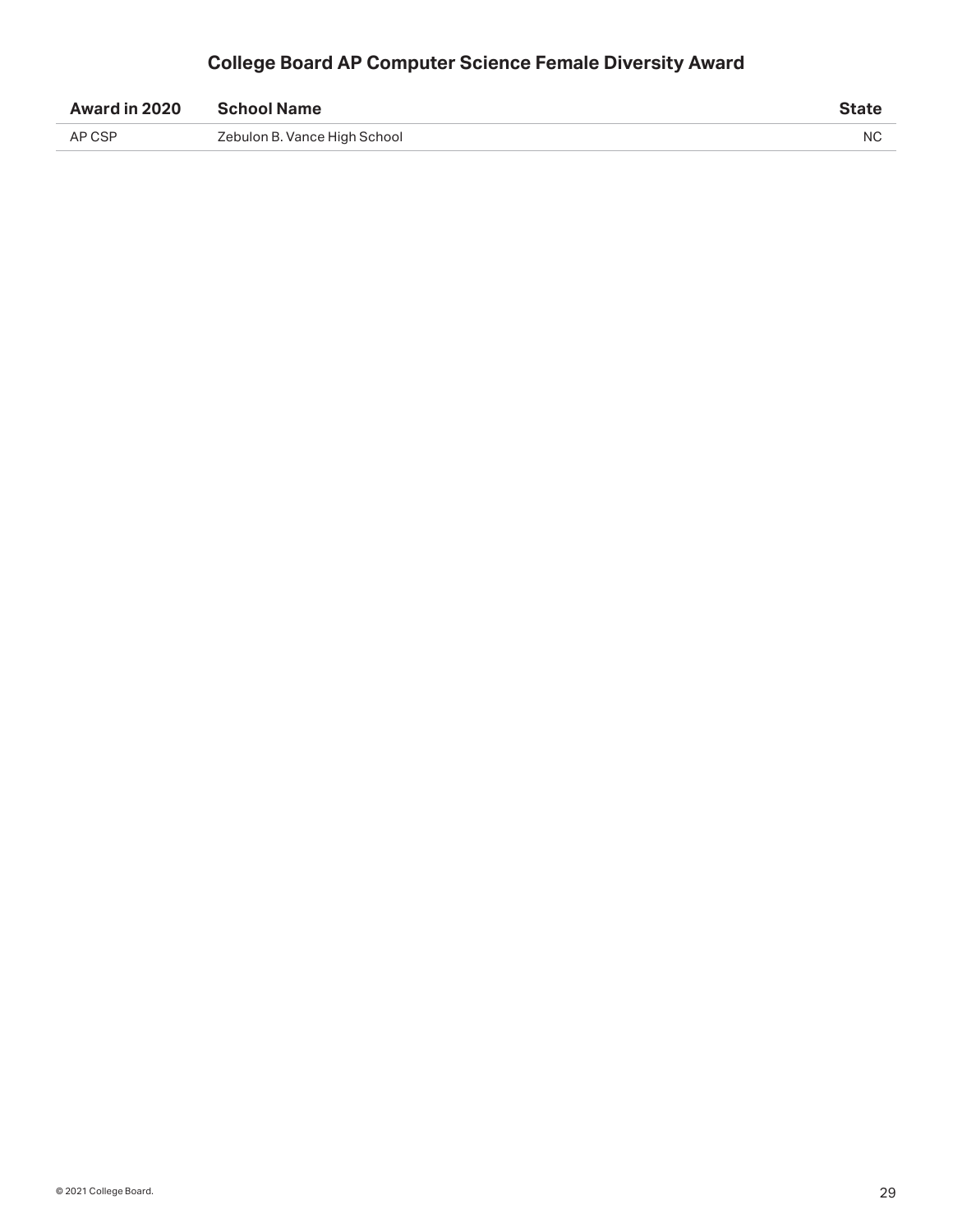## College Board AP Computer Science Female Diversity Award

| Award in 2020 | School Name | State |
|---|---|---|
| AP CSP | Zebulon B. Vance High School | NC |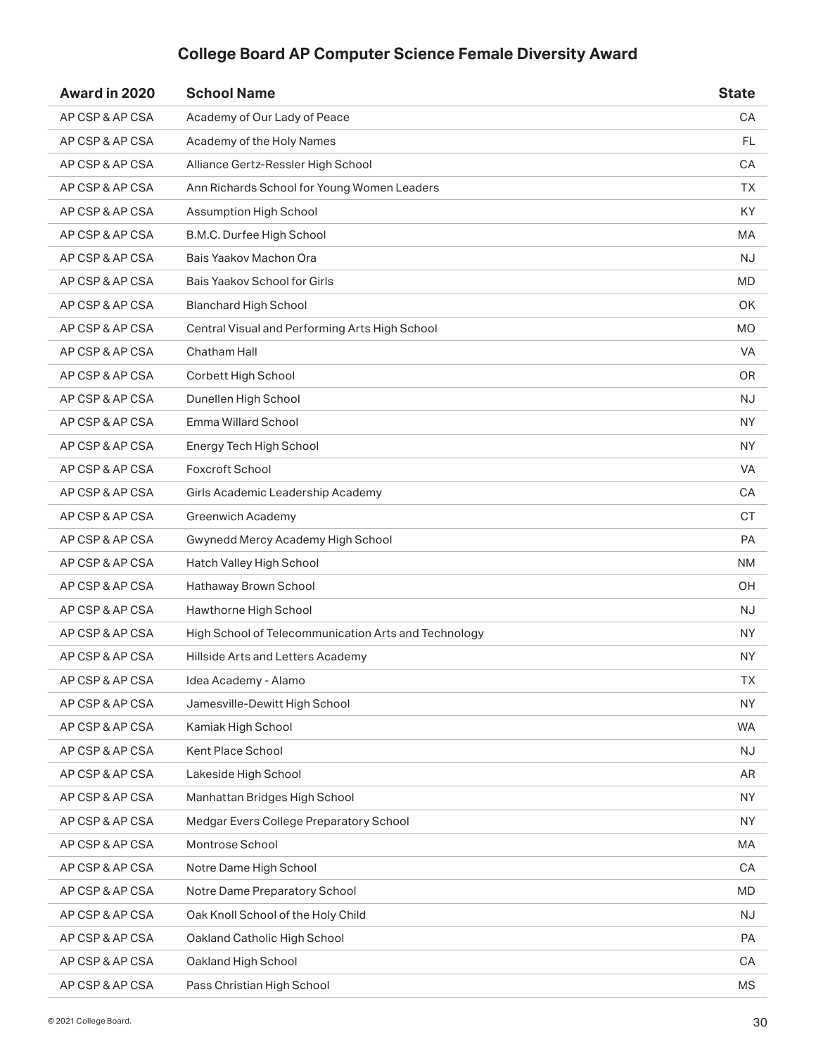## College Board AP Computer Science Female Diversity Award

| Award in 2020 | School Name | State |
|---|---|---|
| AP CSP & AP CSA | Academy of Our Lady of Peace | CA |
| AP CSP & AP CSA | Academy of the Holy Names | FL |
| AP CSP & AP CSA | Alliance Gertz-Ressler High School | CA |
| AP CSP & AP CSA | Ann Richards School for Young Women Leaders | TX |
| AP CSP & AP CSA | Assumption High School | KY |
| AP CSP & AP CSA | B.M.C. Durfee High School | MA |
| AP CSP & AP CSA | Bais Yaakov Machon Ora | NJ |
| AP CSP & AP CSA | Bais Yaakov School for Girls | MD |
| AP CSP & AP CSA | Blanchard High School | OK |
| AP CSP & AP CSA | Central Visual and Performing Arts High School | MO |
| AP CSP & AP CSA | Chatham Hall | VA |
| AP CSP & AP CSA | Corbett High School | OR |
| AP CSP & AP CSA | Dunellen High School | NJ |
| AP CSP & AP CSA | Emma Willard School | NY |
| AP CSP & AP CSA | Energy Tech High School | NY |
| AP CSP & AP CSA | Foxcroft School | VA |
| AP CSP & AP CSA | Girls Academic Leadership Academy | CA |
| AP CSP & AP CSA | Greenwich Academy | CT |
| AP CSP & AP CSA | Gwynedd Mercy Academy High School | PA |
| AP CSP & AP CSA | Hatch Valley High School | NM |
| AP CSP & AP CSA | Hathaway Brown School | OH |
| AP CSP & AP CSA | Hawthorne High School | NJ |
| AP CSP & AP CSA | High School of Telecommunication Arts and Technology | NY |
| AP CSP & AP CSA | Hillside Arts and Letters Academy | NY |
| AP CSP & AP CSA | Idea Academy - Alamo | TX |
| AP CSP & AP CSA | Jamesville-Dewitt High School | NY |
| AP CSP & AP CSA | Kamiak High School | WA |
| AP CSP & AP CSA | Kent Place School | NJ |
| AP CSP & AP CSA | Lakeside High School | AR |
| AP CSP & AP CSA | Manhattan Bridges High School | NY |
| AP CSP & AP CSA | Medgar Evers College Preparatory School | NY |
| AP CSP & AP CSA | Montrose School | MA |
| AP CSP & AP CSA | Notre Dame High School | CA |
| AP CSP & AP CSA | Notre Dame Preparatory School | MD |
| AP CSP & AP CSA | Oak Knoll School of the Holy Child | NJ |
| AP CSP & AP CSA | Oakland Catholic High School | PA |
| AP CSP & AP CSA | Oakland High School | CA |
| AP CSP & AP CSA | Pass Christian High School | MS |

© 2021 College Board.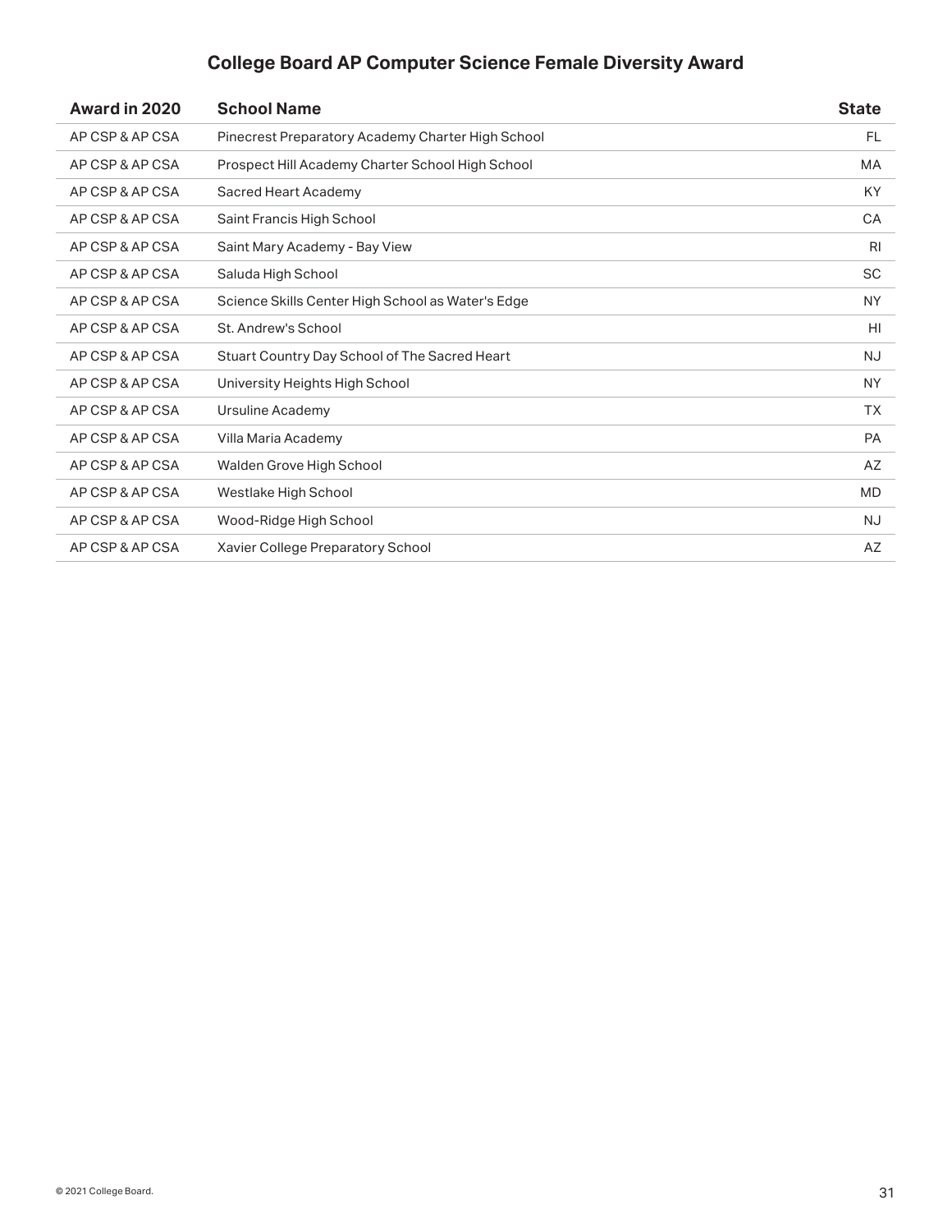## College Board AP Computer Science Female Diversity Award

| Award in 2020 | School Name | State |
|---|---|---|
| AP CSP & AP CSA | Pinecrest Preparatory Academy Charter High School | FL |
| AP CSP & AP CSA | Prospect Hill Academy Charter School High School | MA |
| AP CSP & AP CSA | Sacred Heart Academy | KY |
| AP CSP & AP CSA | Saint Francis High School | CA |
| AP CSP & AP CSA | Saint Mary Academy - Bay View | RI |
| AP CSP & AP CSA | Saluda High School | SC |
| AP CSP & AP CSA | Science Skills Center High School as Water's Edge | NY |
| AP CSP & AP CSA | St. Andrew's School | HI |
| AP CSP & AP CSA | Stuart Country Day School of The Sacred Heart | NJ |
| AP CSP & AP CSA | University Heights High School | NY |
| AP CSP & AP CSA | Ursuline Academy | TX |
| AP CSP & AP CSA | Villa Maria Academy | PA |
| AP CSP & AP CSA | Walden Grove High School | AZ |
| AP CSP & AP CSA | Westlake High School | MD |
| AP CSP & AP CSA | Wood-Ridge High School | NJ |
| AP CSP & AP CSA | Xavier College Preparatory School | AZ |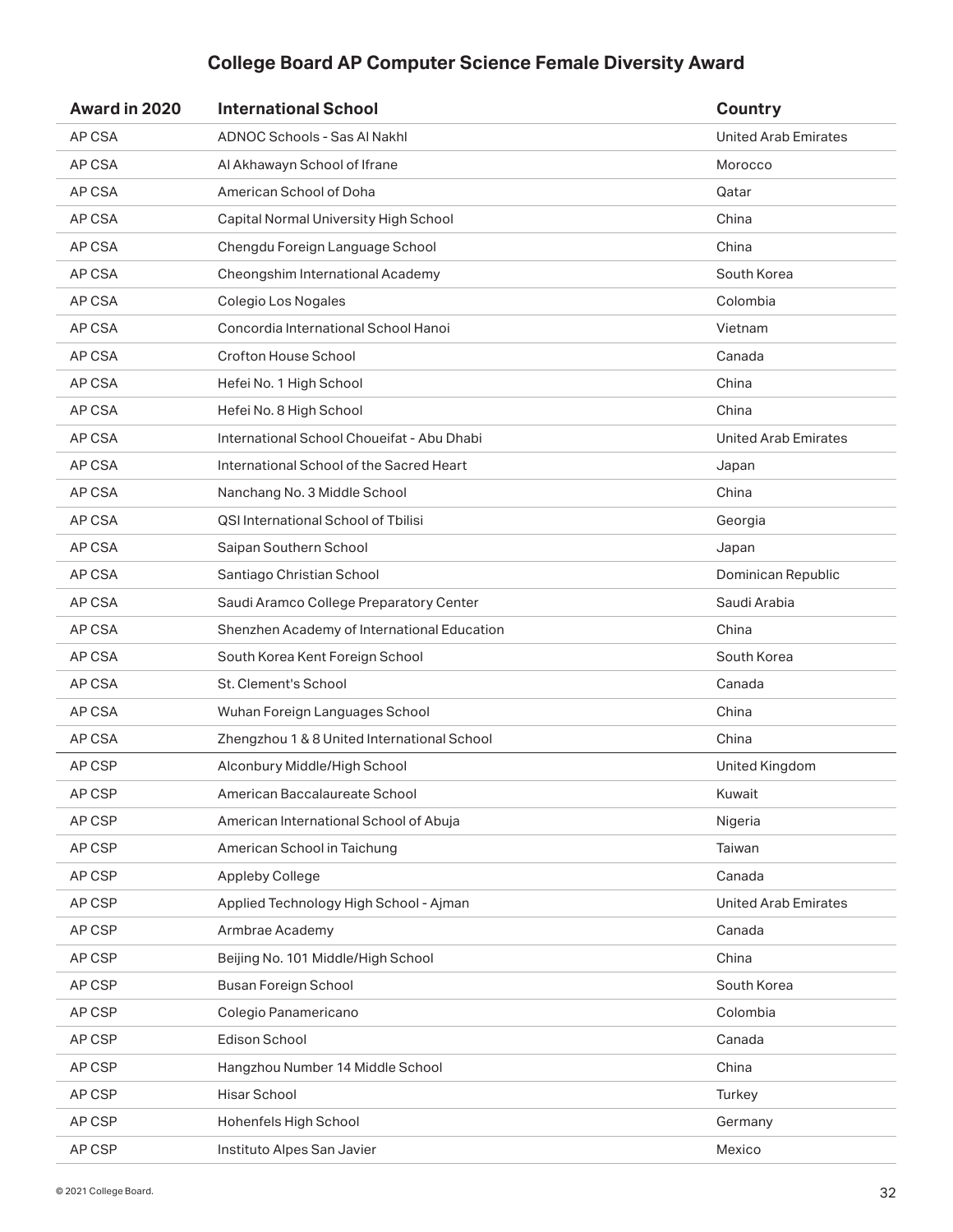## College Board AP Computer Science Female Diversity Award

| Award in 2020 | International School | Country |
|---|---|---|
| AP CSA | ADNOC Schools - Sas Al Nakhl | United Arab Emirates |
| AP CSA | Al Akhawayn School of Ifrane | Morocco |
| AP CSA | American School of Doha | Qatar |
| AP CSA | Capital Normal University High School | China |
| AP CSA | Chengdu Foreign Language School | China |
| AP CSA | Cheongshim International Academy | South Korea |
| AP CSA | Colegio Los Nogales | Colombia |
| AP CSA | Concordia International School Hanoi | Vietnam |
| AP CSA | Crofton House School | Canada |
| AP CSA | Hefei No. 1 High School | China |
| AP CSA | Hefei No. 8 High School | China |
| AP CSA | International School Choueifat - Abu Dhabi | United Arab Emirates |
| AP CSA | International School of the Sacred Heart | Japan |
| AP CSA | Nanchang No. 3 Middle School | China |
| AP CSA | QSI International School of Tbilisi | Georgia |
| AP CSA | Saipan Southern School | Japan |
| AP CSA | Santiago Christian School | Dominican Republic |
| AP CSA | Saudi Aramco College Preparatory Center | Saudi Arabia |
| AP CSA | Shenzhen Academy of International Education | China |
| AP CSA | South Korea Kent Foreign School | South Korea |
| AP CSA | St. Clement's School | Canada |
| AP CSA | Wuhan Foreign Languages School | China |
| AP CSA | Zhengzhou 1 & 8 United International School | China |
| AP CSP | Alconbury Middle/High School | United Kingdom |
| AP CSP | American Baccalaureate School | Kuwait |
| AP CSP | American International School of Abuja | Nigeria |
| AP CSP | American School in Taichung | Taiwan |
| AP CSP | Appleby College | Canada |
| AP CSP | Applied Technology High School - Ajman | United Arab Emirates |
| AP CSP | Armbrae Academy | Canada |
| AP CSP | Beijing No. 101 Middle/High School | China |
| AP CSP | Busan Foreign School | South Korea |
| AP CSP | Colegio Panamericano | Colombia |
| AP CSP | Edison School | Canada |
| AP CSP | Hangzhou Number 14 Middle School | China |
| AP CSP | Hisar School | Turkey |
| AP CSP | Hohenfels High School | Germany |
| AP CSP | Instituto Alpes San Javier | Mexico |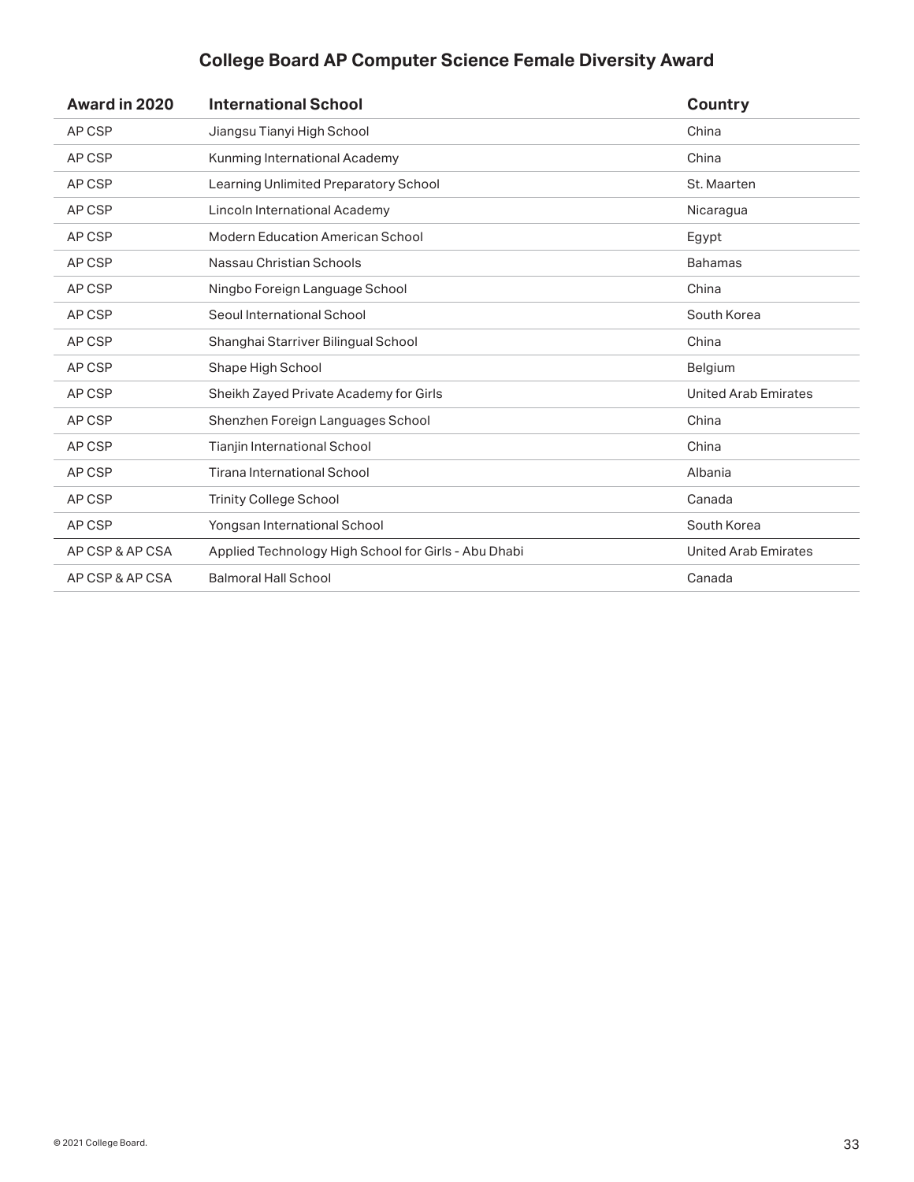## College Board AP Computer Science Female Diversity Award

| Award in 2020 | International School | Country |
|---|---|---|
| AP CSP | Jiangsu Tianyi High School | China |
| AP CSP | Kunming International Academy | China |
| AP CSP | Learning Unlimited Preparatory School | St. Maarten |
| AP CSP | Lincoln International Academy | Nicaragua |
| AP CSP | Modern Education American School | Egypt |
| AP CSP | Nassau Christian Schools | Bahamas |
| AP CSP | Ningbo Foreign Language School | China |
| AP CSP | Seoul International School | South Korea |
| AP CSP | Shanghai Starriver Bilingual School | China |
| AP CSP | Shape High School | Belgium |
| AP CSP | Sheikh Zayed Private Academy for Girls | United Arab Emirates |
| AP CSP | Shenzhen Foreign Languages School | China |
| AP CSP | Tianjin International School | China |
| AP CSP | Tirana International School | Albania |
| AP CSP | Trinity College School | Canada |
| AP CSP | Yongsan International School | South Korea |
| AP CSP & AP CSA | Applied Technology High School for Girls - Abu Dhabi | United Arab Emirates |
| AP CSP & AP CSA | Balmoral Hall School | Canada |

© 2021 College Board.